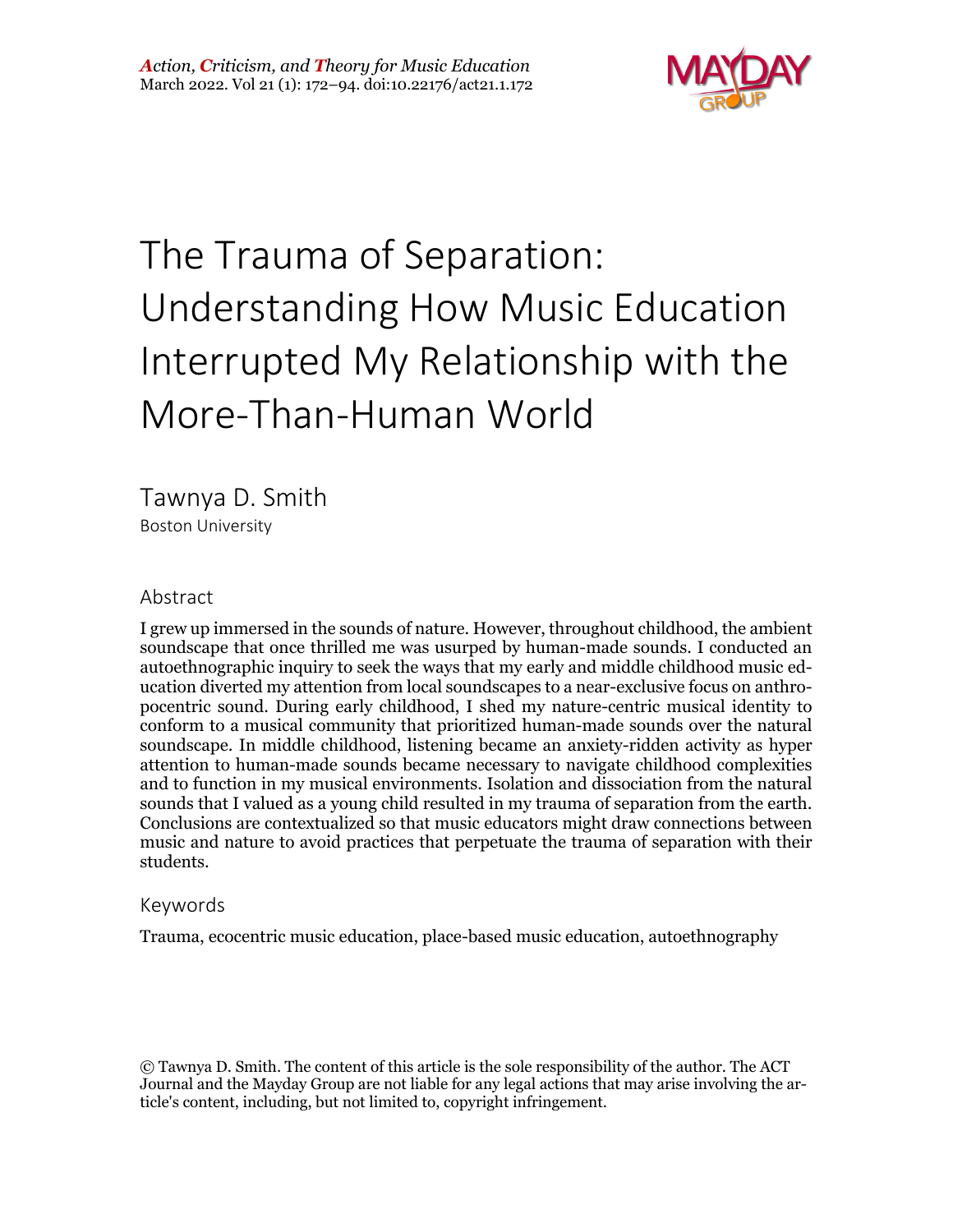*Action, Criticism, and Theory for Music Education*
March 2022. Vol 21 (1): 172–94. doi:10.22176/act21.1.172

# The Trauma of Separation: Understanding How Music Education Interrupted My Relationship with the More-Than-Human World

Tawnya D. Smith
Boston University

## Abstract

I grew up immersed in the sounds of nature. However, throughout childhood, the ambient soundscape that once thrilled me was usurped by human-made sounds. I conducted an autoethnographic inquiry to seek the ways that my early and middle childhood music education diverted my attention from local soundscapes to a near-exclusive focus on anthropocentric sound. During early childhood, I shed my nature-centric musical identity to conform to a musical community that prioritized human-made sounds over the natural soundscape. In middle childhood, listening became an anxiety-ridden activity as hyper attention to human-made sounds became necessary to navigate childhood complexities and to function in my musical environments. Isolation and dissociation from the natural sounds that I valued as a young child resulted in my trauma of separation from the earth. Conclusions are contextualized so that music educators might draw connections between music and nature to avoid practices that perpetuate the trauma of separation with their students.

## Keywords

Trauma, ecocentric music education, place-based music education, autoethnography

© Tawnya D. Smith. The content of this article is the sole responsibility of the author. The ACT Journal and the Mayday Group are not liable for any legal actions that may arise involving the article's content, including, but not limited to, copyright infringement.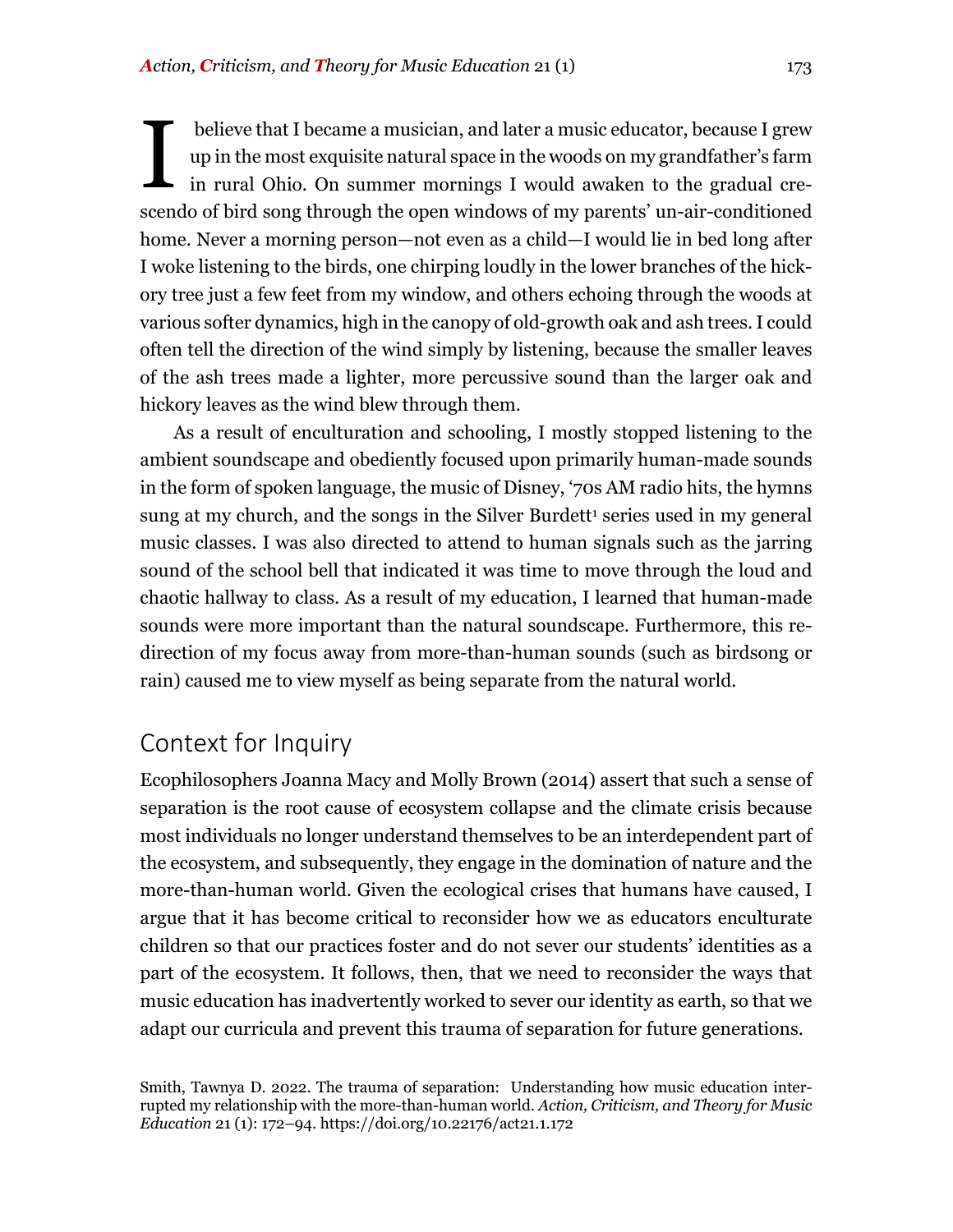I believe that I became a musician, and later a music educator, because I grew up in the most exquisite natural space in the woods on my grandfather's farm in rural Ohio. On summer mornings I would awaken to the gradual crescendo of bird song through the open windows of my parents' un-air-conditioned home. Never a morning person—not even as a child—I would lie in bed long after I woke listening to the birds, one chirping loudly in the lower branches of the hickory tree just a few feet from my window, and others echoing through the woods at various softer dynamics, high in the canopy of old-growth oak and ash trees. I could often tell the direction of the wind simply by listening, because the smaller leaves of the ash trees made a lighter, more percussive sound than the larger oak and hickory leaves as the wind blew through them.

As a result of enculturation and schooling, I mostly stopped listening to the ambient soundscape and obediently focused upon primarily human-made sounds in the form of spoken language, the music of Disney, '70s AM radio hits, the hymns sung at my church, and the songs in the Silver Burdett[1] series used in my general music classes. I was also directed to attend to human signals such as the jarring sound of the school bell that indicated it was time to move through the loud and chaotic hallway to class. As a result of my education, I learned that human-made sounds were more important than the natural soundscape. Furthermore, this redirection of my focus away from more-than-human sounds (such as birdsong or rain) caused me to view myself as being separate from the natural world.

## Context for Inquiry

Ecophilosophers Joanna Macy and Molly Brown (2014) assert that such a sense of separation is the root cause of ecosystem collapse and the climate crisis because most individuals no longer understand themselves to be an interdependent part of the ecosystem, and subsequently, they engage in the domination of nature and the more-than-human world. Given the ecological crises that humans have caused, I argue that it has become critical to reconsider how we as educators enculturate children so that our practices foster and do not sever our students' identities as a part of the ecosystem. It follows, then, that we need to reconsider the ways that music education has inadvertently worked to sever our identity as earth, so that we adapt our curricula and prevent this trauma of separation for future generations.

Smith, Tawnya D. 2022. The trauma of separation: Understanding how music education interrupted my relationship with the more-than-human world. *Action, Criticism, and Theory for Music Education* 21 (1): 172–94. https://doi.org/10.22176/act21.1.172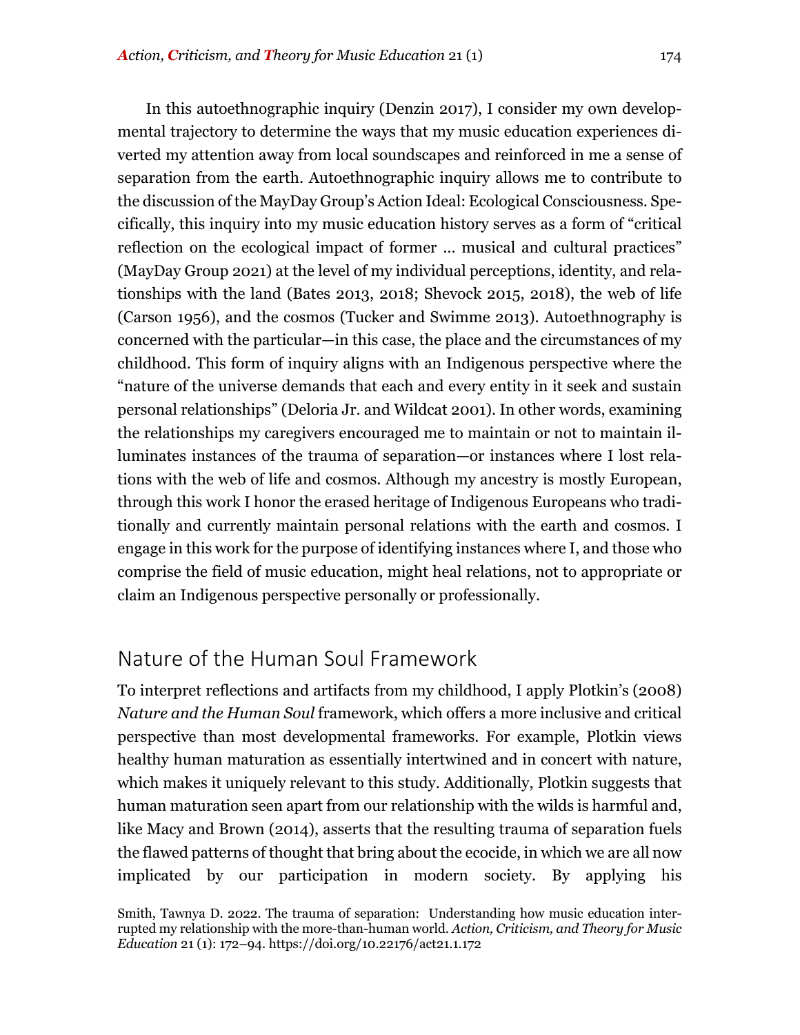In this autoethnographic inquiry (Denzin 2017), I consider my own developmental trajectory to determine the ways that my music education experiences diverted my attention away from local soundscapes and reinforced in me a sense of separation from the earth. Autoethnographic inquiry allows me to contribute to the discussion of the MayDay Group's Action Ideal: Ecological Consciousness. Specifically, this inquiry into my music education history serves as a form of "critical reflection on the ecological impact of former … musical and cultural practices" (MayDay Group 2021) at the level of my individual perceptions, identity, and relationships with the land (Bates 2013, 2018; Shevock 2015, 2018), the web of life (Carson 1956), and the cosmos (Tucker and Swimme 2013). Autoethnography is concerned with the particular—in this case, the place and the circumstances of my childhood. This form of inquiry aligns with an Indigenous perspective where the "nature of the universe demands that each and every entity in it seek and sustain personal relationships" (Deloria Jr. and Wildcat 2001). In other words, examining the relationships my caregivers encouraged me to maintain or not to maintain illuminates instances of the trauma of separation—or instances where I lost relations with the web of life and cosmos. Although my ancestry is mostly European, through this work I honor the erased heritage of Indigenous Europeans who traditionally and currently maintain personal relations with the earth and cosmos. I engage in this work for the purpose of identifying instances where I, and those who comprise the field of music education, might heal relations, not to appropriate or claim an Indigenous perspective personally or professionally.

## Nature of the Human Soul Framework

To interpret reflections and artifacts from my childhood, I apply Plotkin's (2008) *Nature and the Human Soul* framework, which offers a more inclusive and critical perspective than most developmental frameworks. For example, Plotkin views healthy human maturation as essentially intertwined and in concert with nature, which makes it uniquely relevant to this study. Additionally, Plotkin suggests that human maturation seen apart from our relationship with the wilds is harmful and, like Macy and Brown (2014), asserts that the resulting trauma of separation fuels the flawed patterns of thought that bring about the ecocide, in which we are all now implicated by our participation in modern society. By applying his

Smith, Tawnya D. 2022. The trauma of separation: Understanding how music education interrupted my relationship with the more-than-human world. *Action, Criticism, and Theory for Music Education* 21 (1): 172–94. https://doi.org/10.22176/act21.1.172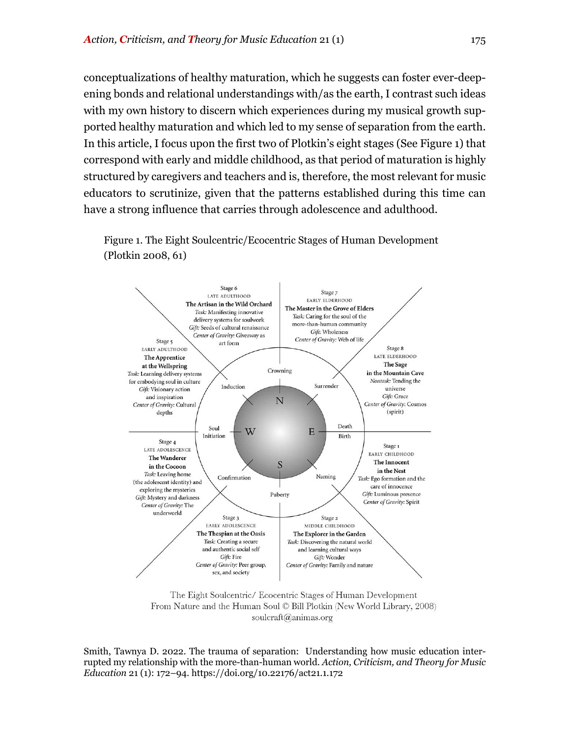conceptualizations of healthy maturation, which he suggests can foster ever-deepening bonds and relational understandings with/as the earth, I contrast such ideas with my own history to discern which experiences during my musical growth supported healthy maturation and which led to my sense of separation from the earth. In this article, I focus upon the first two of Plotkin's eight stages (See Figure 1) that correspond with early and middle childhood, as that period of maturation is highly structured by caregivers and teachers and is, therefore, the most relevant for music educators to scrutinize, given that the patterns established during this time can have a strong influence that carries through adolescence and adulthood.

Figure 1. The Eight Soulcentric/Ecocentric Stages of Human Development (Plotkin 2008, 61)

Stage 1
EARLY CHILDHOOD
**The Innocent in the Nest**
*Task:* Ego formation and the care of innocence
*Gift:* Luminous presence
*Center of Gravity:* Spirit

Stage 2
MIDDLE CHILDHOOD
**The Explorer in the Garden**
*Task:* Discovering the natural world and learning cultural ways
*Gift:* Wonder
*Center of Gravity:* Family and nature

Stage 3
EARLY ADOLESCENCE
**The Thespian at the Oasis**
*Task:* Creating a secure and authentic social self
*Gift:* Fire
*Center of Gravity:* Peer group, sex, and society

Stage 4
LATE ADOLESCENCE
**The Wanderer in the Cocoon**
*Task:* Leaving home (the adolescent identity) and exploring the mysteries
*Gift:* Mystery and darkness
*Center of Gravity:* The underworld

Stage 5
EARLY ADULTHOOD
**The Apprentice at the Wellspring**
*Task:* Learning delivery systems for embodying soul in culture
*Gift:* Visionary action and inspiration
*Center of Gravity:* Cultural depths

Stage 6
LATE ADULTHOOD
**The Artisan in the Wild Orchard**
*Task:* Manifesting innovative delivery systems for soulwork
*Gift:* Seeds of cultural renaissance
*Center of Gravity:* Giveaway as art form

Stage 7
EARLY ELDERHOOD
**The Master in the Grove of Elders**
*Task:* Caring for the soul of the more-than-human community
*Gift:* Wholeness
*Center of Gravity:* Web of life

Stage 8
LATE ELDERHOOD
**The Sage in the Mountain Cave**
*Nontask:* Tending the universe
*Gift:* Grace
*Center of Gravity:* Cosmos (spirit)

Transitions (around the circle, N / E / S / W): Birth, Naming, Puberty, Confirmation, Soul Initiation, Induction, Crowning, Surrender, Death

The Eight Soulcentric/ Ecocentric Stages of Human Development
From Nature and the Human Soul © Bill Plotkin (New World Library, 2008)
soulcraft@animas.org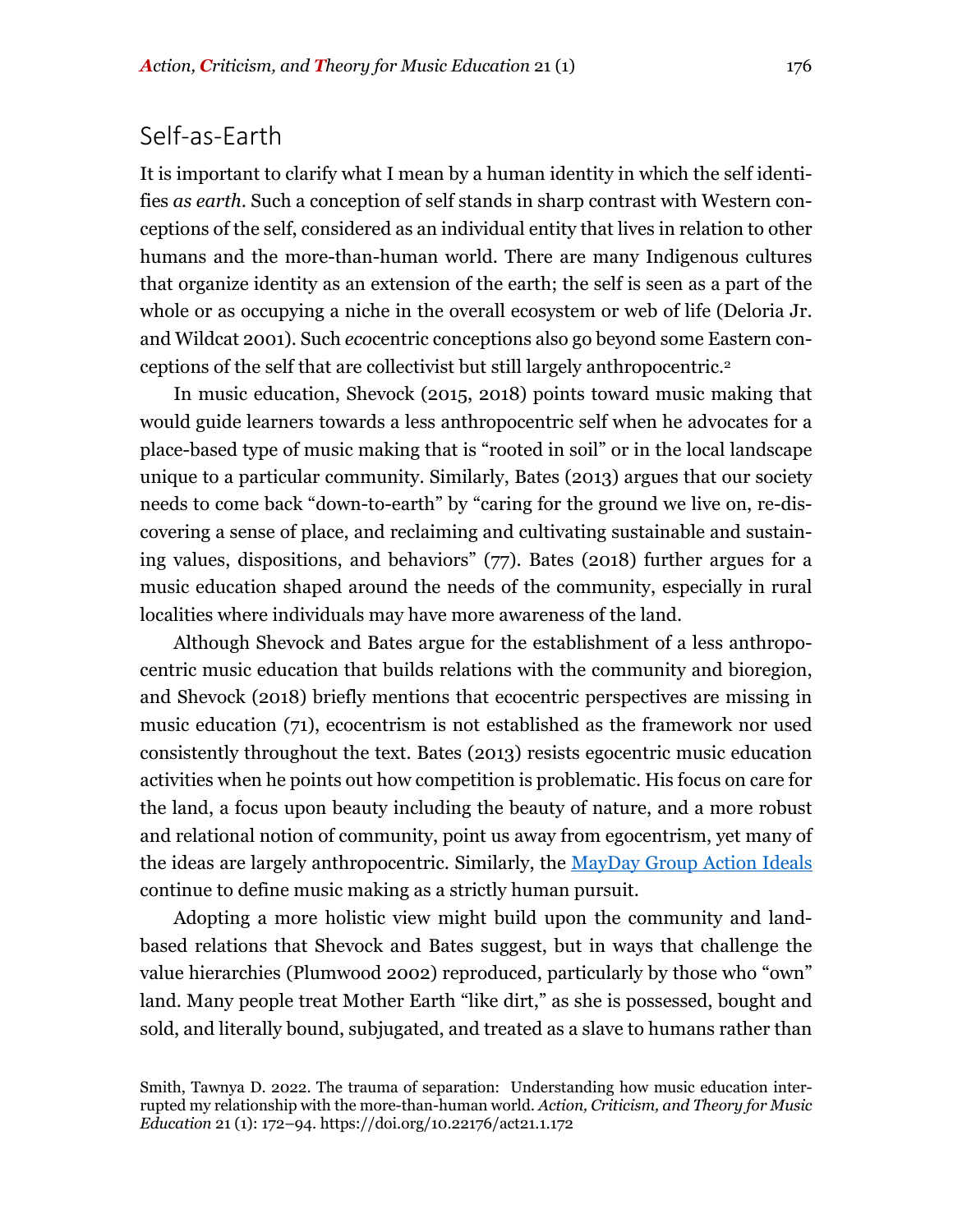## Self-as-Earth

It is important to clarify what I mean by a human identity in which the self identifies *as earth*. Such a conception of self stands in sharp contrast with Western conceptions of the self, considered as an individual entity that lives in relation to other humans and the more-than-human world. There are many Indigenous cultures that organize identity as an extension of the earth; the self is seen as a part of the whole or as occupying a niche in the overall ecosystem or web of life (Deloria Jr. and Wildcat 2001). Such *eco*centric conceptions also go beyond some Eastern conceptions of the self that are collectivist but still largely anthropocentric.[2]

In music education, Shevock (2015, 2018) points toward music making that would guide learners towards a less anthropocentric self when he advocates for a place-based type of music making that is "rooted in soil" or in the local landscape unique to a particular community. Similarly, Bates (2013) argues that our society needs to come back "down-to-earth" by "caring for the ground we live on, re-discovering a sense of place, and reclaiming and cultivating sustainable and sustaining values, dispositions, and behaviors" (77). Bates (2018) further argues for a music education shaped around the needs of the community, especially in rural localities where individuals may have more awareness of the land.

Although Shevock and Bates argue for the establishment of a less anthropocentric music education that builds relations with the community and bioregion, and Shevock (2018) briefly mentions that ecocentric perspectives are missing in music education (71), ecocentrism is not established as the framework nor used consistently throughout the text. Bates (2013) resists egocentric music education activities when he points out how competition is problematic. His focus on care for the land, a focus upon beauty including the beauty of nature, and a more robust and relational notion of community, point us away from egocentrism, yet many of the ideas are largely anthropocentric. Similarly, the MayDay Group Action Ideals continue to define music making as a strictly human pursuit.

Adopting a more holistic view might build upon the community and land-based relations that Shevock and Bates suggest, but in ways that challenge the value hierarchies (Plumwood 2002) reproduced, particularly by those who "own" land. Many people treat Mother Earth "like dirt," as she is possessed, bought and sold, and literally bound, subjugated, and treated as a slave to humans rather than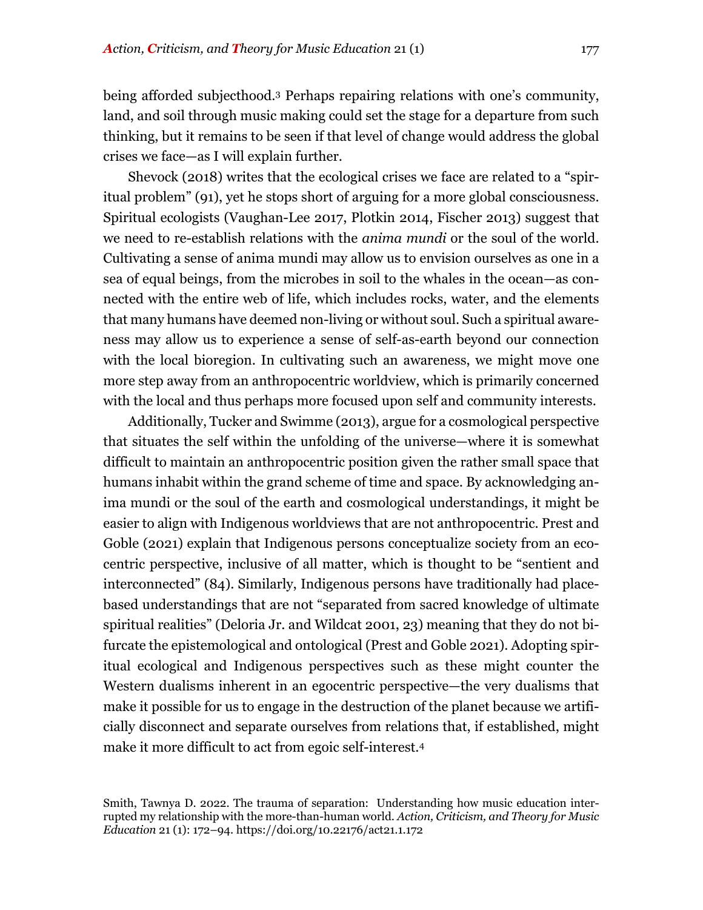being afforded subjecthood.[3] Perhaps repairing relations with one's community, land, and soil through music making could set the stage for a departure from such thinking, but it remains to be seen if that level of change would address the global crises we face—as I will explain further.

Shevock (2018) writes that the ecological crises we face are related to a "spiritual problem" (91), yet he stops short of arguing for a more global consciousness. Spiritual ecologists (Vaughan-Lee 2017, Plotkin 2014, Fischer 2013) suggest that we need to re-establish relations with the *anima mundi* or the soul of the world. Cultivating a sense of anima mundi may allow us to envision ourselves as one in a sea of equal beings, from the microbes in soil to the whales in the ocean—as connected with the entire web of life, which includes rocks, water, and the elements that many humans have deemed non-living or without soul. Such a spiritual awareness may allow us to experience a sense of self-as-earth beyond our connection with the local bioregion. In cultivating such an awareness, we might move one more step away from an anthropocentric worldview, which is primarily concerned with the local and thus perhaps more focused upon self and community interests.

Additionally, Tucker and Swimme (2013), argue for a cosmological perspective that situates the self within the unfolding of the universe—where it is somewhat difficult to maintain an anthropocentric position given the rather small space that humans inhabit within the grand scheme of time and space. By acknowledging anima mundi or the soul of the earth and cosmological understandings, it might be easier to align with Indigenous worldviews that are not anthropocentric. Prest and Goble (2021) explain that Indigenous persons conceptualize society from an ecocentric perspective, inclusive of all matter, which is thought to be "sentient and interconnected" (84). Similarly, Indigenous persons have traditionally had place-based understandings that are not "separated from sacred knowledge of ultimate spiritual realities" (Deloria Jr. and Wildcat 2001, 23) meaning that they do not bifurcate the epistemological and ontological (Prest and Goble 2021). Adopting spiritual ecological and Indigenous perspectives such as these might counter the Western dualisms inherent in an egocentric perspective—the very dualisms that make it possible for us to engage in the destruction of the planet because we artificially disconnect and separate ourselves from relations that, if established, might make it more difficult to act from egoic self-interest.[4]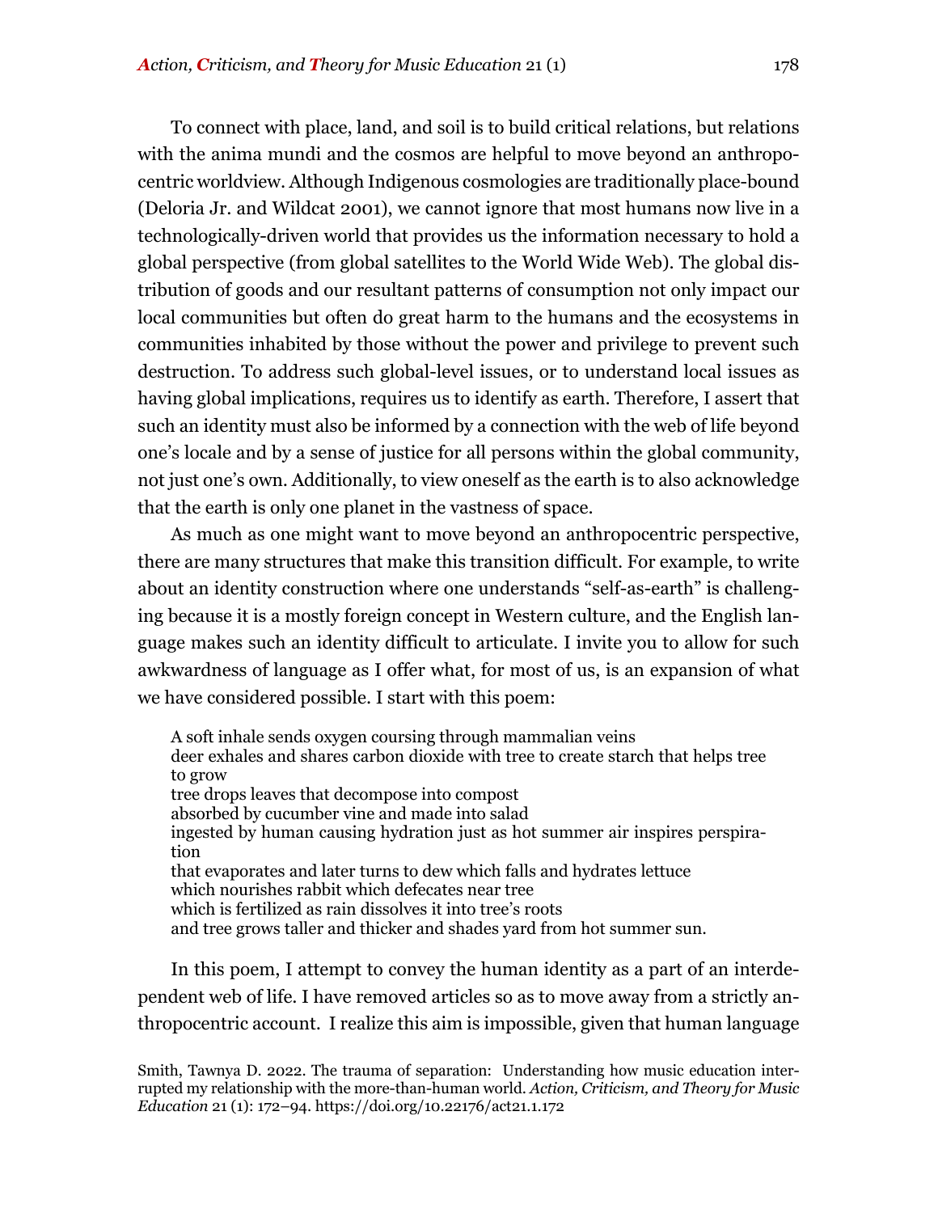To connect with place, land, and soil is to build critical relations, but relations with the anima mundi and the cosmos are helpful to move beyond an anthropocentric worldview. Although Indigenous cosmologies are traditionally place-bound (Deloria Jr. and Wildcat 2001), we cannot ignore that most humans now live in a technologically-driven world that provides us the information necessary to hold a global perspective (from global satellites to the World Wide Web). The global distribution of goods and our resultant patterns of consumption not only impact our local communities but often do great harm to the humans and the ecosystems in communities inhabited by those without the power and privilege to prevent such destruction. To address such global-level issues, or to understand local issues as having global implications, requires us to identify as earth. Therefore, I assert that such an identity must also be informed by a connection with the web of life beyond one's locale and by a sense of justice for all persons within the global community, not just one's own. Additionally, to view oneself as the earth is to also acknowledge that the earth is only one planet in the vastness of space.

As much as one might want to move beyond an anthropocentric perspective, there are many structures that make this transition difficult. For example, to write about an identity construction where one understands "self-as-earth" is challenging because it is a mostly foreign concept in Western culture, and the English language makes such an identity difficult to articulate. I invite you to allow for such awkwardness of language as I offer what, for most of us, is an expansion of what we have considered possible. I start with this poem:

> A soft inhale sends oxygen coursing through mammalian veins
> deer exhales and shares carbon dioxide with tree to create starch that helps tree to grow
> tree drops leaves that decompose into compost
> absorbed by cucumber vine and made into salad
> ingested by human causing hydration just as hot summer air inspires perspiration
> that evaporates and later turns to dew which falls and hydrates lettuce
> which nourishes rabbit which defecates near tree
> which is fertilized as rain dissolves it into tree's roots
> and tree grows taller and thicker and shades yard from hot summer sun.

In this poem, I attempt to convey the human identity as a part of an interdependent web of life. I have removed articles so as to move away from a strictly anthropocentric account. I realize this aim is impossible, given that human language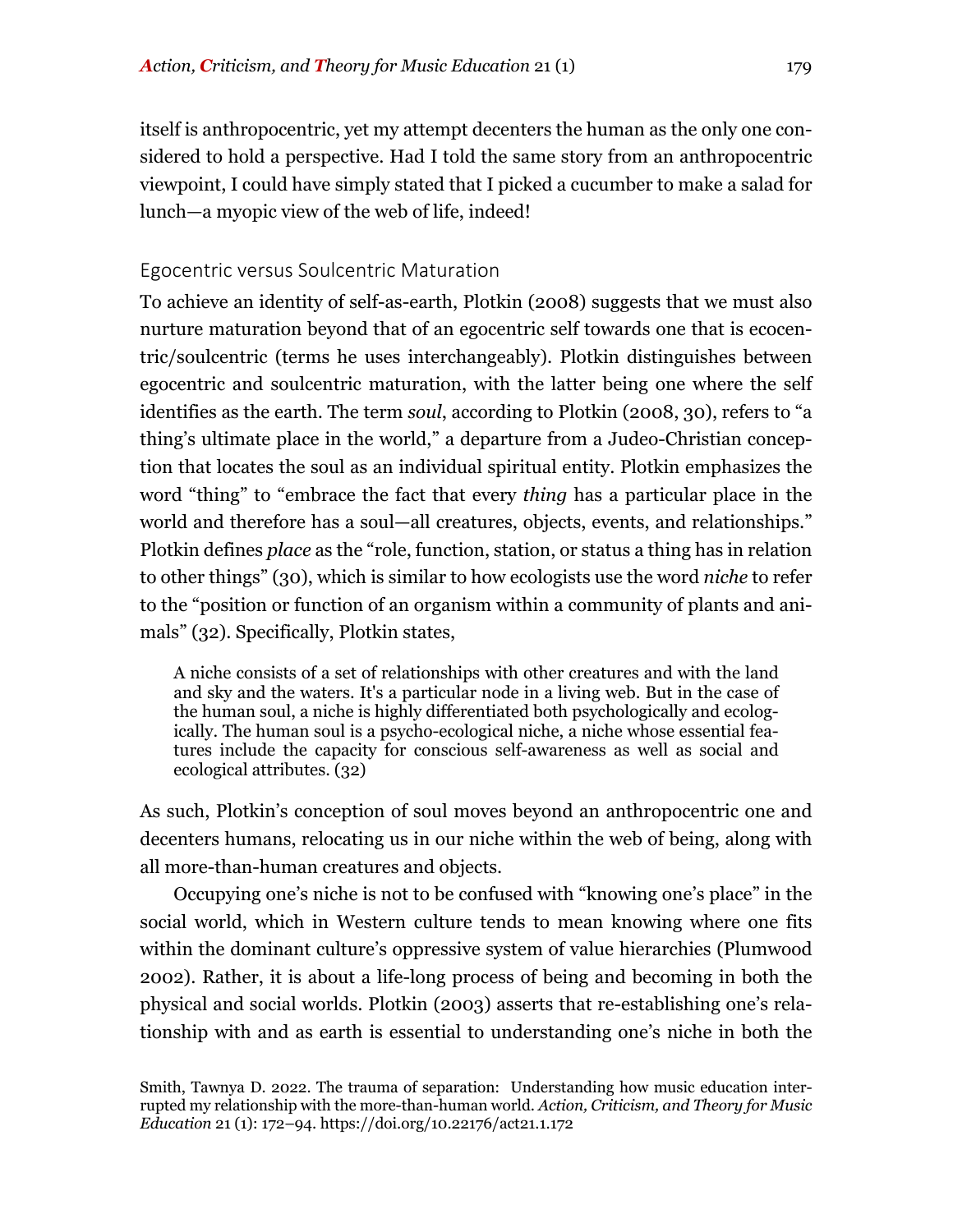itself is anthropocentric, yet my attempt decenters the human as the only one considered to hold a perspective. Had I told the same story from an anthropocentric viewpoint, I could have simply stated that I picked a cucumber to make a salad for lunch—a myopic view of the web of life, indeed!

## Egocentric versus Soulcentric Maturation

To achieve an identity of self-as-earth, Plotkin (2008) suggests that we must also nurture maturation beyond that of an egocentric self towards one that is ecocentric/soulcentric (terms he uses interchangeably). Plotkin distinguishes between egocentric and soulcentric maturation, with the latter being one where the self identifies as the earth. The term *soul*, according to Plotkin (2008, 30), refers to "a thing's ultimate place in the world," a departure from a Judeo-Christian conception that locates the soul as an individual spiritual entity. Plotkin emphasizes the word "thing" to "embrace the fact that every *thing* has a particular place in the world and therefore has a soul—all creatures, objects, events, and relationships." Plotkin defines *place* as the "role, function, station, or status a thing has in relation to other things" (30), which is similar to how ecologists use the word *niche* to refer to the "position or function of an organism within a community of plants and animals" (32). Specifically, Plotkin states,

> A niche consists of a set of relationships with other creatures and with the land and sky and the waters. It's a particular node in a living web. But in the case of the human soul, a niche is highly differentiated both psychologically and ecologically. The human soul is a psycho-ecological niche, a niche whose essential features include the capacity for conscious self-awareness as well as social and ecological attributes. (32)

As such, Plotkin's conception of soul moves beyond an anthropocentric one and decenters humans, relocating us in our niche within the web of being, along with all more-than-human creatures and objects.

Occupying one's niche is not to be confused with "knowing one's place" in the social world, which in Western culture tends to mean knowing where one fits within the dominant culture's oppressive system of value hierarchies (Plumwood 2002). Rather, it is about a life-long process of being and becoming in both the physical and social worlds. Plotkin (2003) asserts that re-establishing one's relationship with and as earth is essential to understanding one's niche in both the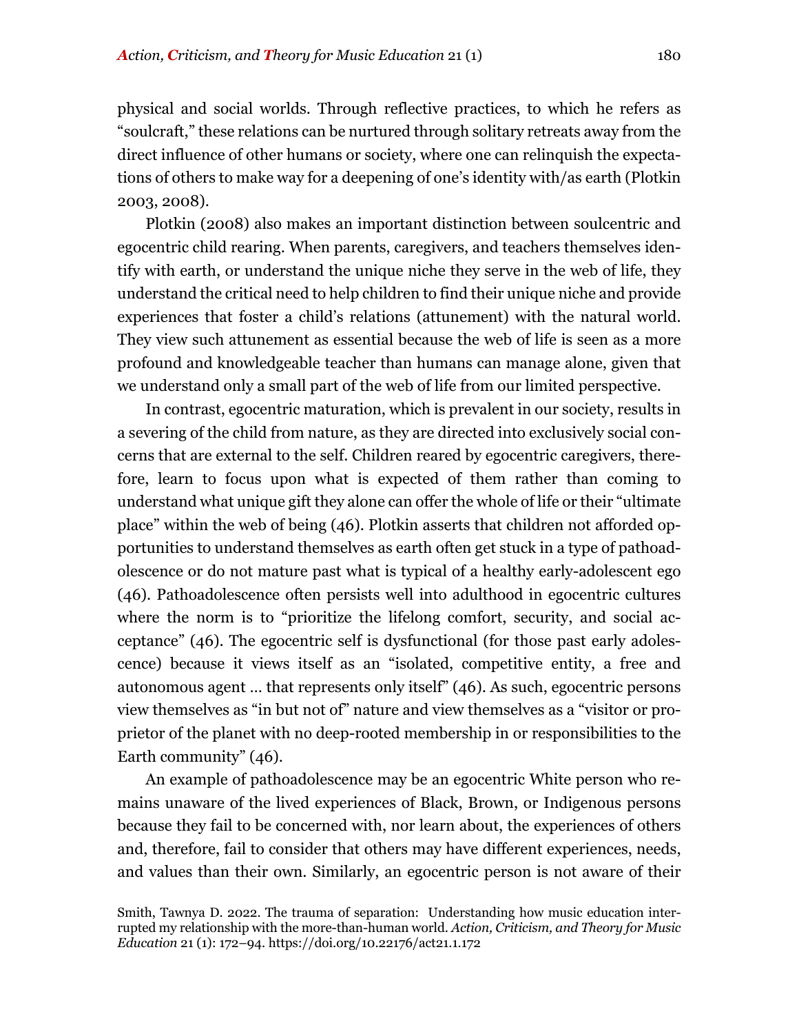physical and social worlds. Through reflective practices, to which he refers as "soulcraft," these relations can be nurtured through solitary retreats away from the direct influence of other humans or society, where one can relinquish the expectations of others to make way for a deepening of one's identity with/as earth (Plotkin 2003, 2008).

Plotkin (2008) also makes an important distinction between soulcentric and egocentric child rearing. When parents, caregivers, and teachers themselves identify with earth, or understand the unique niche they serve in the web of life, they understand the critical need to help children to find their unique niche and provide experiences that foster a child's relations (attunement) with the natural world. They view such attunement as essential because the web of life is seen as a more profound and knowledgeable teacher than humans can manage alone, given that we understand only a small part of the web of life from our limited perspective.

In contrast, egocentric maturation, which is prevalent in our society, results in a severing of the child from nature, as they are directed into exclusively social concerns that are external to the self. Children reared by egocentric caregivers, therefore, learn to focus upon what is expected of them rather than coming to understand what unique gift they alone can offer the whole of life or their "ultimate place" within the web of being (46). Plotkin asserts that children not afforded opportunities to understand themselves as earth often get stuck in a type of pathoadolescence or do not mature past what is typical of a healthy early-adolescent ego (46). Pathoadolescence often persists well into adulthood in egocentric cultures where the norm is to "prioritize the lifelong comfort, security, and social acceptance" (46). The egocentric self is dysfunctional (for those past early adolescence) because it views itself as an "isolated, competitive entity, a free and autonomous agent … that represents only itself" (46). As such, egocentric persons view themselves as "in but not of" nature and view themselves as a "visitor or proprietor of the planet with no deep-rooted membership in or responsibilities to the Earth community" (46).

An example of pathoadolescence may be an egocentric White person who remains unaware of the lived experiences of Black, Brown, or Indigenous persons because they fail to be concerned with, nor learn about, the experiences of others and, therefore, fail to consider that others may have different experiences, needs, and values than their own. Similarly, an egocentric person is not aware of their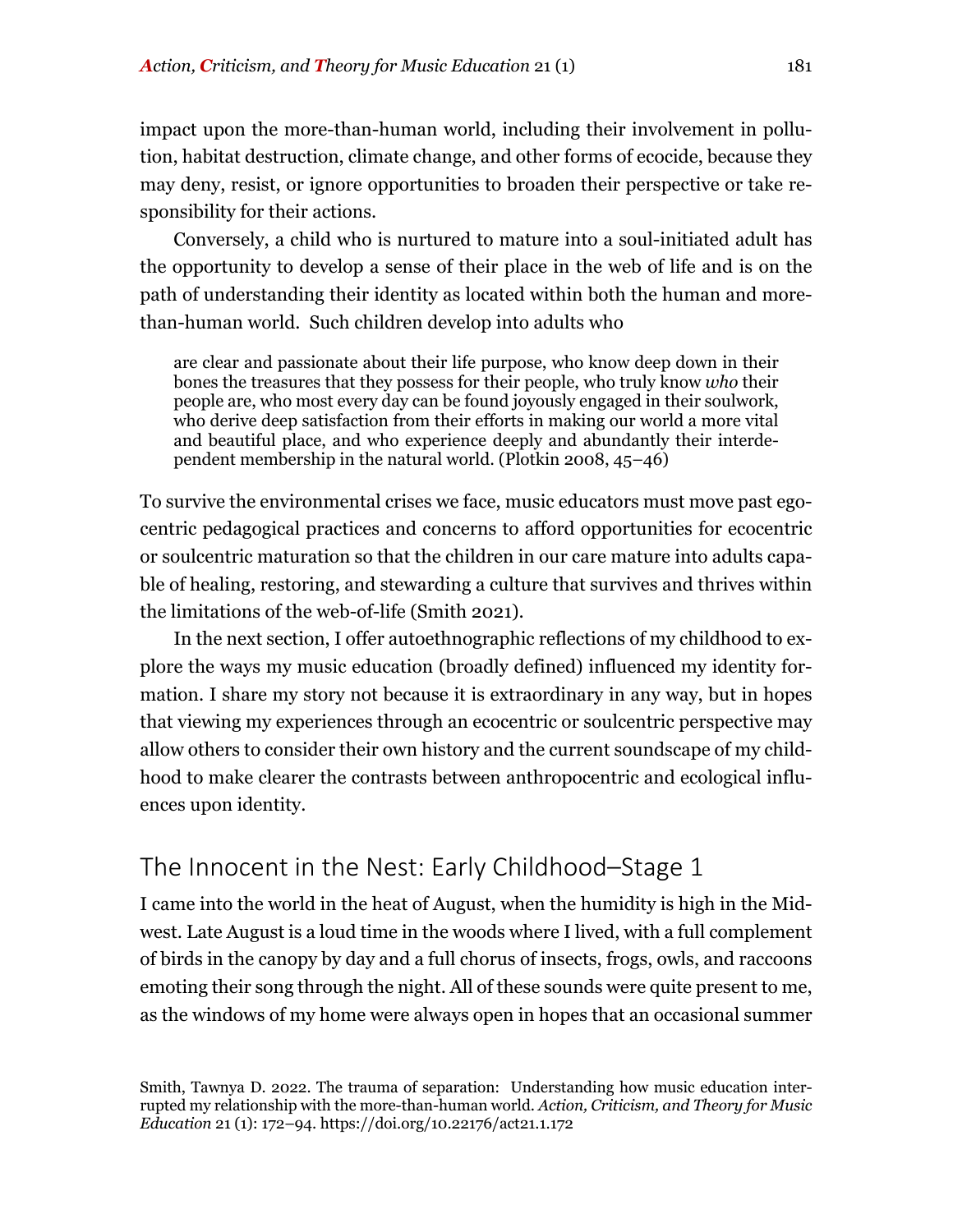impact upon the more-than-human world, including their involvement in pollution, habitat destruction, climate change, and other forms of ecocide, because they may deny, resist, or ignore opportunities to broaden their perspective or take responsibility for their actions.

Conversely, a child who is nurtured to mature into a soul-initiated adult has the opportunity to develop a sense of their place in the web of life and is on the path of understanding their identity as located within both the human and more-than-human world. Such children develop into adults who

> are clear and passionate about their life purpose, who know deep down in their bones the treasures that they possess for their people, who truly know *who* their people are, who most every day can be found joyously engaged in their soulwork, who derive deep satisfaction from their efforts in making our world a more vital and beautiful place, and who experience deeply and abundantly their interdependent membership in the natural world. (Plotkin 2008, 45–46)

To survive the environmental crises we face, music educators must move past egocentric pedagogical practices and concerns to afford opportunities for ecocentric or soulcentric maturation so that the children in our care mature into adults capable of healing, restoring, and stewarding a culture that survives and thrives within the limitations of the web-of-life (Smith 2021).

In the next section, I offer autoethnographic reflections of my childhood to explore the ways my music education (broadly defined) influenced my identity formation. I share my story not because it is extraordinary in any way, but in hopes that viewing my experiences through an ecocentric or soulcentric perspective may allow others to consider their own history and the current soundscape of my childhood to make clearer the contrasts between anthropocentric and ecological influences upon identity.

## The Innocent in the Nest: Early Childhood–Stage 1

I came into the world in the heat of August, when the humidity is high in the Midwest. Late August is a loud time in the woods where I lived, with a full complement of birds in the canopy by day and a full chorus of insects, frogs, owls, and raccoons emoting their song through the night. All of these sounds were quite present to me, as the windows of my home were always open in hopes that an occasional summer

Smith, Tawnya D. 2022. The trauma of separation: Understanding how music education interrupted my relationship with the more-than-human world. *Action, Criticism, and Theory for Music Education* 21 (1): 172–94. https://doi.org/10.22176/act21.1.172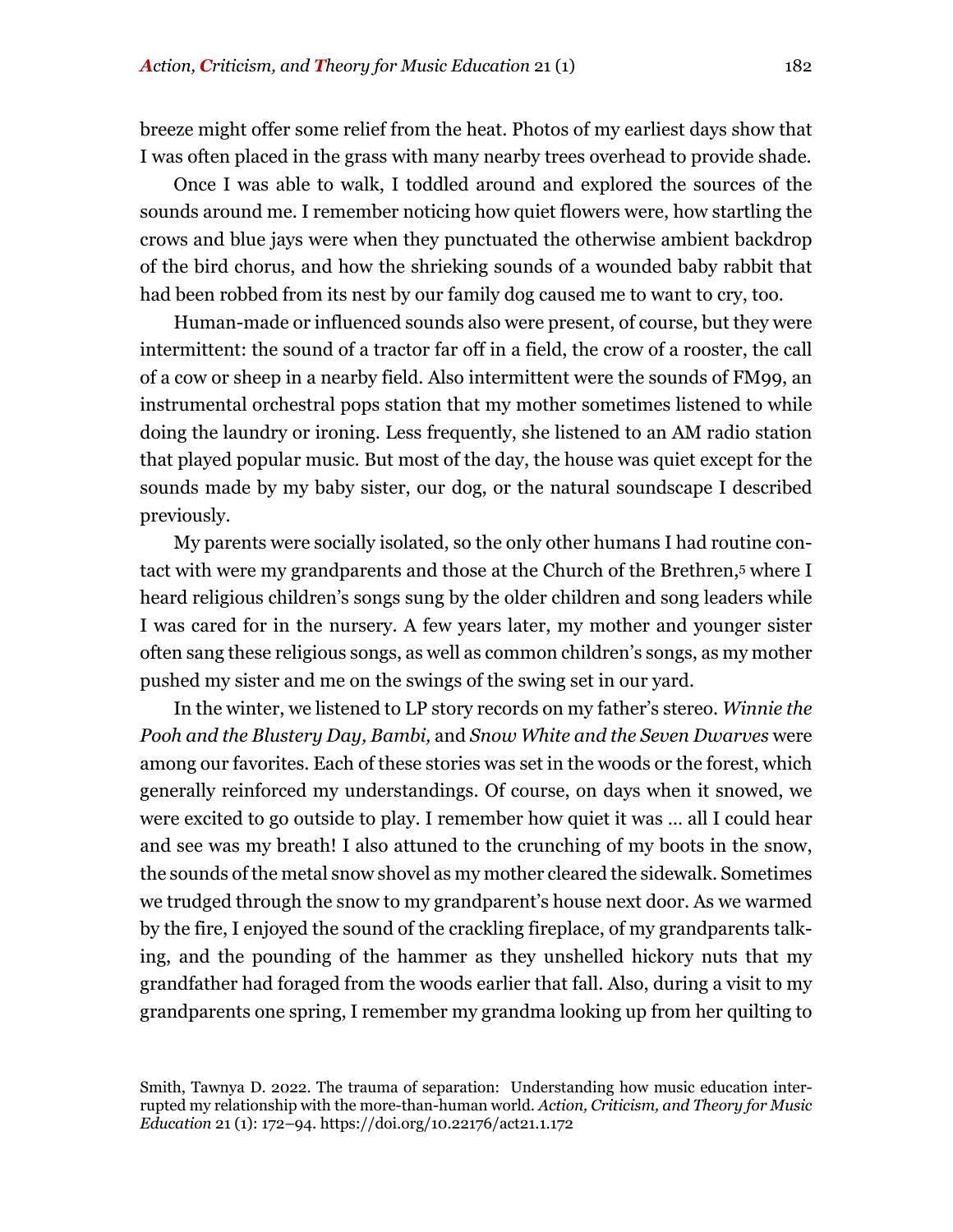breeze might offer some relief from the heat. Photos of my earliest days show that I was often placed in the grass with many nearby trees overhead to provide shade.

Once I was able to walk, I toddled around and explored the sources of the sounds around me. I remember noticing how quiet flowers were, how startling the crows and blue jays were when they punctuated the otherwise ambient backdrop of the bird chorus, and how the shrieking sounds of a wounded baby rabbit that had been robbed from its nest by our family dog caused me to want to cry, too.

Human-made or influenced sounds also were present, of course, but they were intermittent: the sound of a tractor far off in a field, the crow of a rooster, the call of a cow or sheep in a nearby field. Also intermittent were the sounds of FM99, an instrumental orchestral pops station that my mother sometimes listened to while doing the laundry or ironing. Less frequently, she listened to an AM radio station that played popular music. But most of the day, the house was quiet except for the sounds made by my baby sister, our dog, or the natural soundscape I described previously.

My parents were socially isolated, so the only other humans I had routine contact with were my grandparents and those at the Church of the Brethren,[5] where I heard religious children's songs sung by the older children and song leaders while I was cared for in the nursery. A few years later, my mother and younger sister often sang these religious songs, as well as common children's songs, as my mother pushed my sister and me on the swings of the swing set in our yard.

In the winter, we listened to LP story records on my father's stereo. *Winnie the Pooh and the Blustery Day, Bambi,* and *Snow White and the Seven Dwarves* were among our favorites. Each of these stories was set in the woods or the forest, which generally reinforced my understandings. Of course, on days when it snowed, we were excited to go outside to play. I remember how quiet it was … all I could hear and see was my breath! I also attuned to the crunching of my boots in the snow, the sounds of the metal snow shovel as my mother cleared the sidewalk. Sometimes we trudged through the snow to my grandparent's house next door. As we warmed by the fire, I enjoyed the sound of the crackling fireplace, of my grandparents talking, and the pounding of the hammer as they unshelled hickory nuts that my grandfather had foraged from the woods earlier that fall. Also, during a visit to my grandparents one spring, I remember my grandma looking up from her quilting to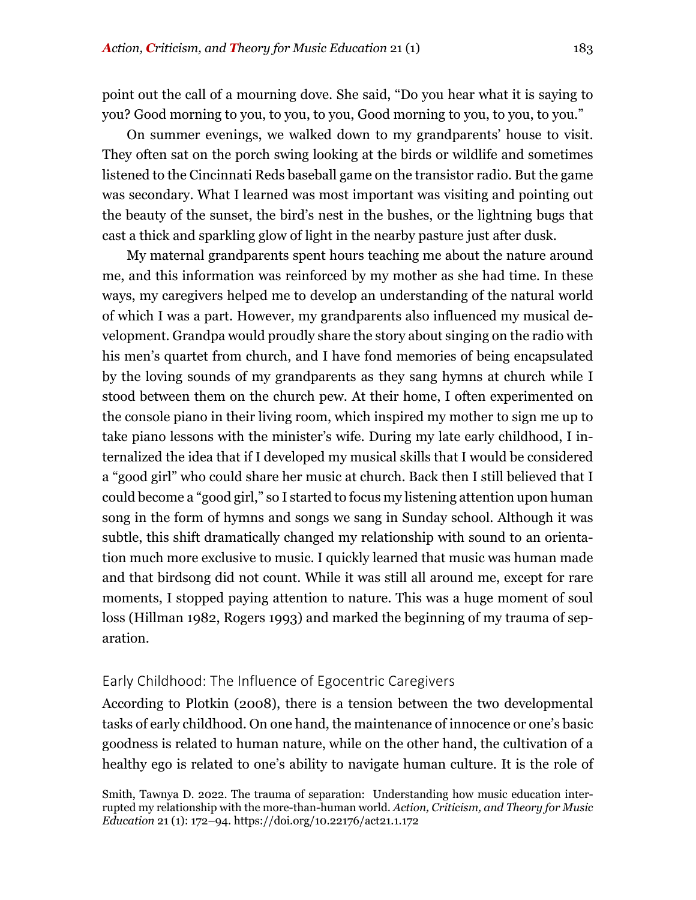point out the call of a mourning dove. She said, "Do you hear what it is saying to you? Good morning to you, to you, to you, Good morning to you, to you, to you."

On summer evenings, we walked down to my grandparents' house to visit. They often sat on the porch swing looking at the birds or wildlife and sometimes listened to the Cincinnati Reds baseball game on the transistor radio. But the game was secondary. What I learned was most important was visiting and pointing out the beauty of the sunset, the bird's nest in the bushes, or the lightning bugs that cast a thick and sparkling glow of light in the nearby pasture just after dusk.

My maternal grandparents spent hours teaching me about the nature around me, and this information was reinforced by my mother as she had time. In these ways, my caregivers helped me to develop an understanding of the natural world of which I was a part. However, my grandparents also influenced my musical development. Grandpa would proudly share the story about singing on the radio with his men's quartet from church, and I have fond memories of being encapsulated by the loving sounds of my grandparents as they sang hymns at church while I stood between them on the church pew. At their home, I often experimented on the console piano in their living room, which inspired my mother to sign me up to take piano lessons with the minister's wife. During my late early childhood, I internalized the idea that if I developed my musical skills that I would be considered a "good girl" who could share her music at church. Back then I still believed that I could become a "good girl," so I started to focus my listening attention upon human song in the form of hymns and songs we sang in Sunday school. Although it was subtle, this shift dramatically changed my relationship with sound to an orientation much more exclusive to music. I quickly learned that music was human made and that birdsong did not count. While it was still all around me, except for rare moments, I stopped paying attention to nature. This was a huge moment of soul loss (Hillman 1982, Rogers 1993) and marked the beginning of my trauma of separation.

## Early Childhood: The Influence of Egocentric Caregivers

According to Plotkin (2008), there is a tension between the two developmental tasks of early childhood. On one hand, the maintenance of innocence or one's basic goodness is related to human nature, while on the other hand, the cultivation of a healthy ego is related to one's ability to navigate human culture. It is the role of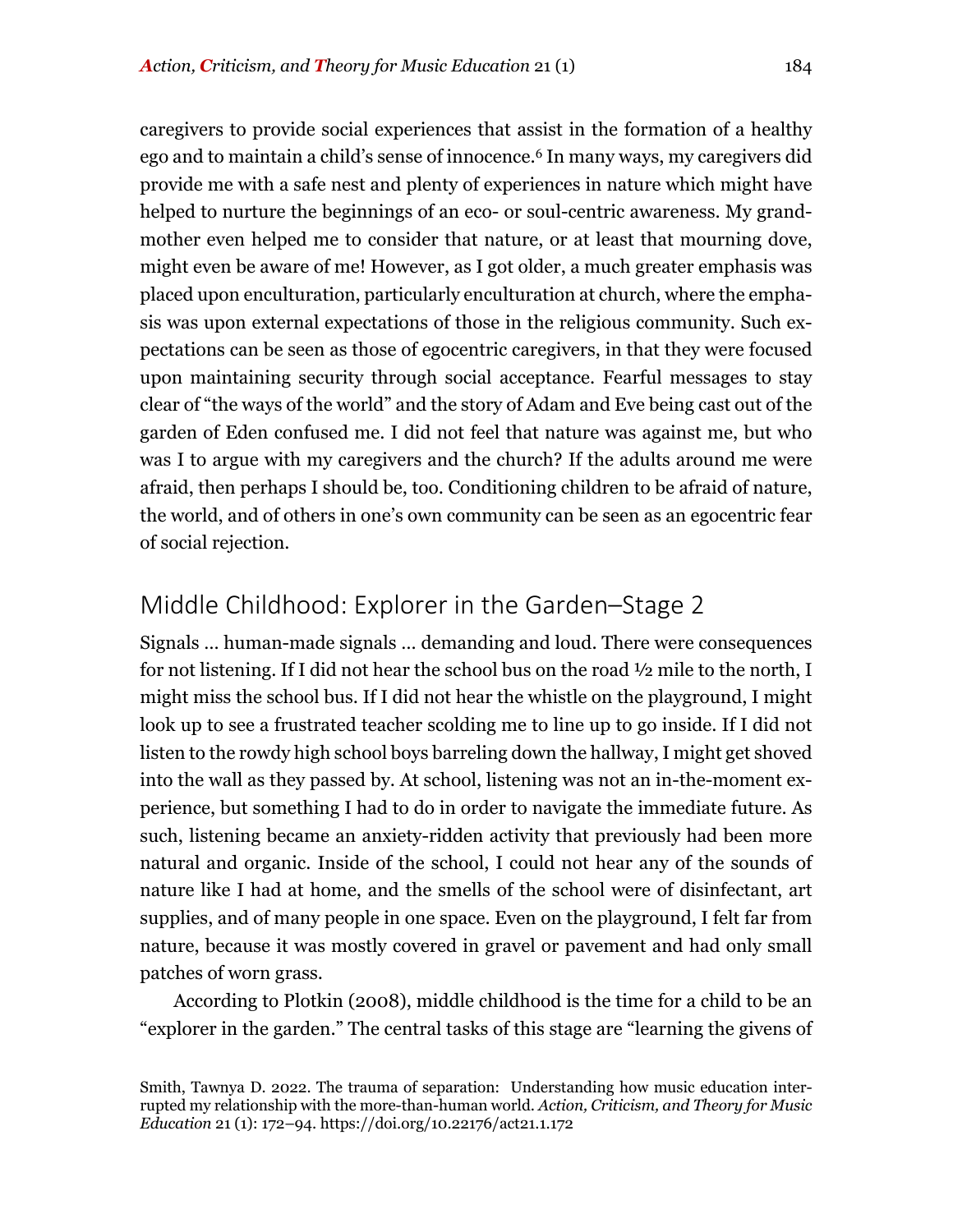caregivers to provide social experiences that assist in the formation of a healthy ego and to maintain a child's sense of innocence.[6] In many ways, my caregivers did provide me with a safe nest and plenty of experiences in nature which might have helped to nurture the beginnings of an eco- or soul-centric awareness. My grandmother even helped me to consider that nature, or at least that mourning dove, might even be aware of me! However, as I got older, a much greater emphasis was placed upon enculturation, particularly enculturation at church, where the emphasis was upon external expectations of those in the religious community. Such expectations can be seen as those of egocentric caregivers, in that they were focused upon maintaining security through social acceptance. Fearful messages to stay clear of "the ways of the world" and the story of Adam and Eve being cast out of the garden of Eden confused me. I did not feel that nature was against me, but who was I to argue with my caregivers and the church? If the adults around me were afraid, then perhaps I should be, too. Conditioning children to be afraid of nature, the world, and of others in one's own community can be seen as an egocentric fear of social rejection.

## Middle Childhood: Explorer in the Garden–Stage 2

Signals … human-made signals … demanding and loud. There were consequences for not listening. If I did not hear the school bus on the road ½ mile to the north, I might miss the school bus. If I did not hear the whistle on the playground, I might look up to see a frustrated teacher scolding me to line up to go inside. If I did not listen to the rowdy high school boys barreling down the hallway, I might get shoved into the wall as they passed by. At school, listening was not an in-the-moment experience, but something I had to do in order to navigate the immediate future. As such, listening became an anxiety-ridden activity that previously had been more natural and organic. Inside of the school, I could not hear any of the sounds of nature like I had at home, and the smells of the school were of disinfectant, art supplies, and of many people in one space. Even on the playground, I felt far from nature, because it was mostly covered in gravel or pavement and had only small patches of worn grass.

According to Plotkin (2008), middle childhood is the time for a child to be an "explorer in the garden." The central tasks of this stage are "learning the givens of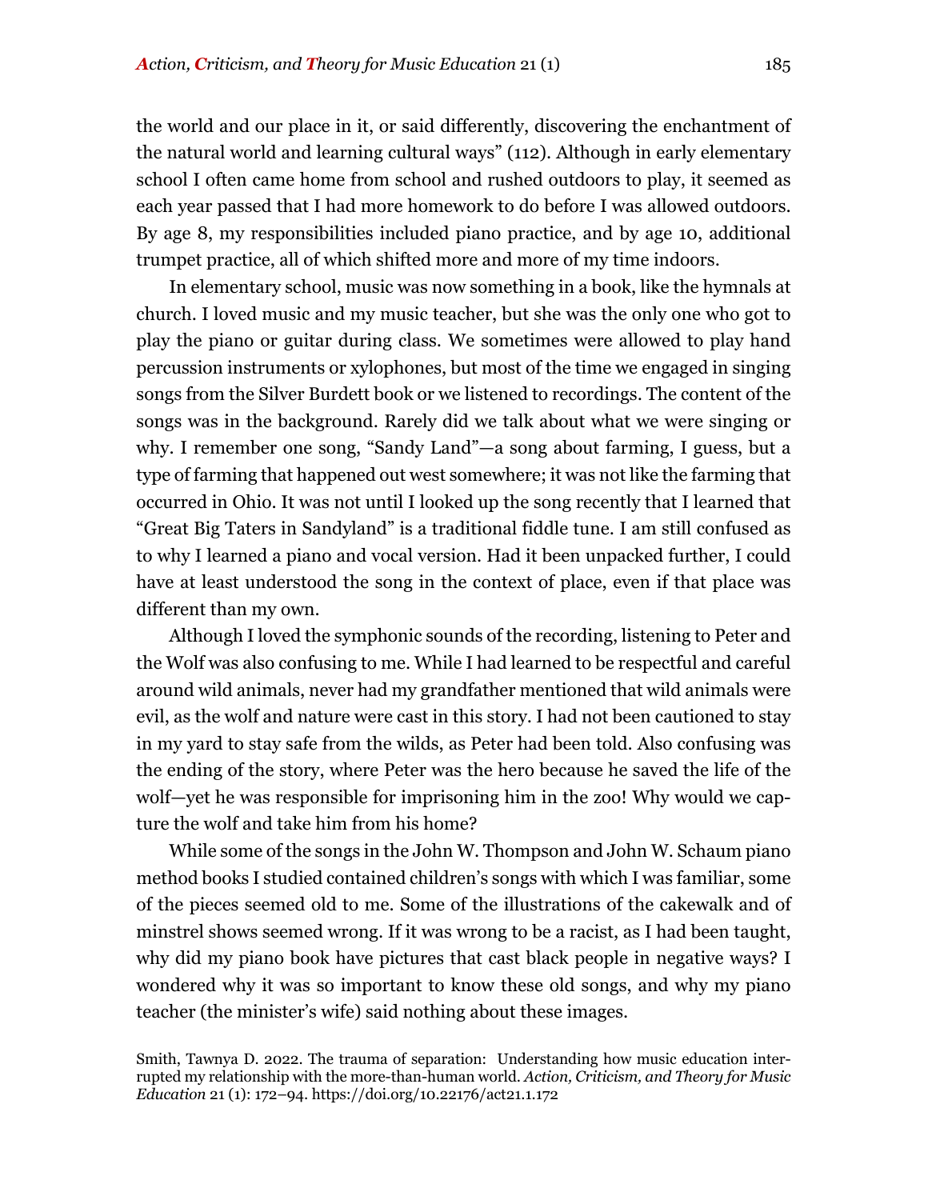the world and our place in it, or said differently, discovering the enchantment of the natural world and learning cultural ways" (112). Although in early elementary school I often came home from school and rushed outdoors to play, it seemed as each year passed that I had more homework to do before I was allowed outdoors. By age 8, my responsibilities included piano practice, and by age 10, additional trumpet practice, all of which shifted more and more of my time indoors.

In elementary school, music was now something in a book, like the hymnals at church. I loved music and my music teacher, but she was the only one who got to play the piano or guitar during class. We sometimes were allowed to play hand percussion instruments or xylophones, but most of the time we engaged in singing songs from the Silver Burdett book or we listened to recordings. The content of the songs was in the background. Rarely did we talk about what we were singing or why. I remember one song, "Sandy Land"—a song about farming, I guess, but a type of farming that happened out west somewhere; it was not like the farming that occurred in Ohio. It was not until I looked up the song recently that I learned that "Great Big Taters in Sandyland" is a traditional fiddle tune. I am still confused as to why I learned a piano and vocal version. Had it been unpacked further, I could have at least understood the song in the context of place, even if that place was different than my own.

Although I loved the symphonic sounds of the recording, listening to Peter and the Wolf was also confusing to me. While I had learned to be respectful and careful around wild animals, never had my grandfather mentioned that wild animals were evil, as the wolf and nature were cast in this story. I had not been cautioned to stay in my yard to stay safe from the wilds, as Peter had been told. Also confusing was the ending of the story, where Peter was the hero because he saved the life of the wolf—yet he was responsible for imprisoning him in the zoo! Why would we capture the wolf and take him from his home?

While some of the songs in the John W. Thompson and John W. Schaum piano method books I studied contained children's songs with which I was familiar, some of the pieces seemed old to me. Some of the illustrations of the cakewalk and of minstrel shows seemed wrong. If it was wrong to be a racist, as I had been taught, why did my piano book have pictures that cast black people in negative ways? I wondered why it was so important to know these old songs, and why my piano teacher (the minister's wife) said nothing about these images.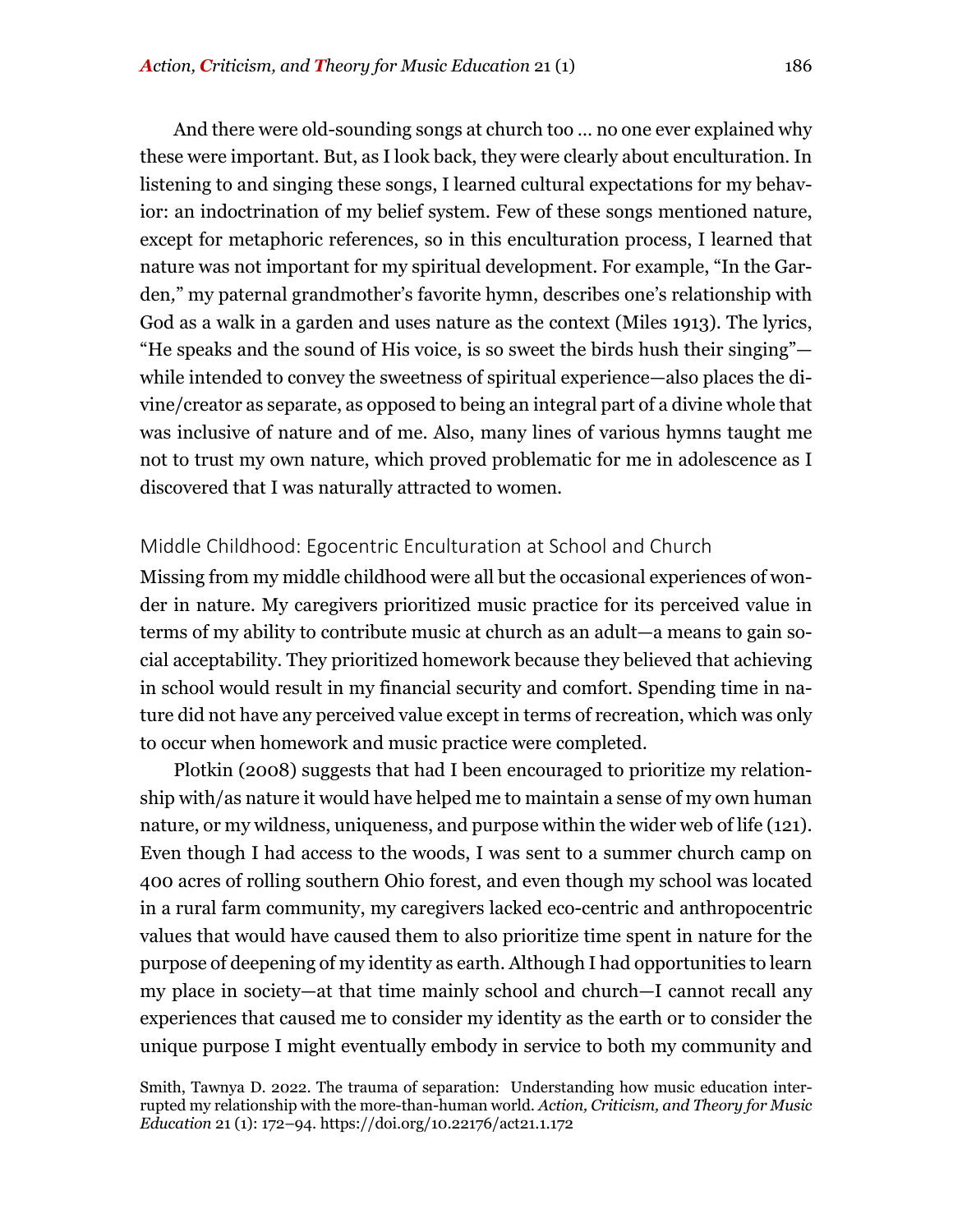And there were old-sounding songs at church too … no one ever explained why these were important. But, as I look back, they were clearly about enculturation. In listening to and singing these songs, I learned cultural expectations for my behavior: an indoctrination of my belief system. Few of these songs mentioned nature, except for metaphoric references, so in this enculturation process, I learned that nature was not important for my spiritual development. For example, "In the Garden," my paternal grandmother's favorite hymn, describes one's relationship with God as a walk in a garden and uses nature as the context (Miles 1913). The lyrics, "He speaks and the sound of His voice, is so sweet the birds hush their singing"—while intended to convey the sweetness of spiritual experience—also places the divine/creator as separate, as opposed to being an integral part of a divine whole that was inclusive of nature and of me. Also, many lines of various hymns taught me not to trust my own nature, which proved problematic for me in adolescence as I discovered that I was naturally attracted to women.

## Middle Childhood: Egocentric Enculturation at School and Church

Missing from my middle childhood were all but the occasional experiences of wonder in nature. My caregivers prioritized music practice for its perceived value in terms of my ability to contribute music at church as an adult—a means to gain social acceptability. They prioritized homework because they believed that achieving in school would result in my financial security and comfort. Spending time in nature did not have any perceived value except in terms of recreation, which was only to occur when homework and music practice were completed.

Plotkin (2008) suggests that had I been encouraged to prioritize my relationship with/as nature it would have helped me to maintain a sense of my own human nature, or my wildness, uniqueness, and purpose within the wider web of life (121). Even though I had access to the woods, I was sent to a summer church camp on 400 acres of rolling southern Ohio forest, and even though my school was located in a rural farm community, my caregivers lacked eco-centric and anthropocentric values that would have caused them to also prioritize time spent in nature for the purpose of deepening of my identity as earth. Although I had opportunities to learn my place in society—at that time mainly school and church—I cannot recall any experiences that caused me to consider my identity as the earth or to consider the unique purpose I might eventually embody in service to both my community and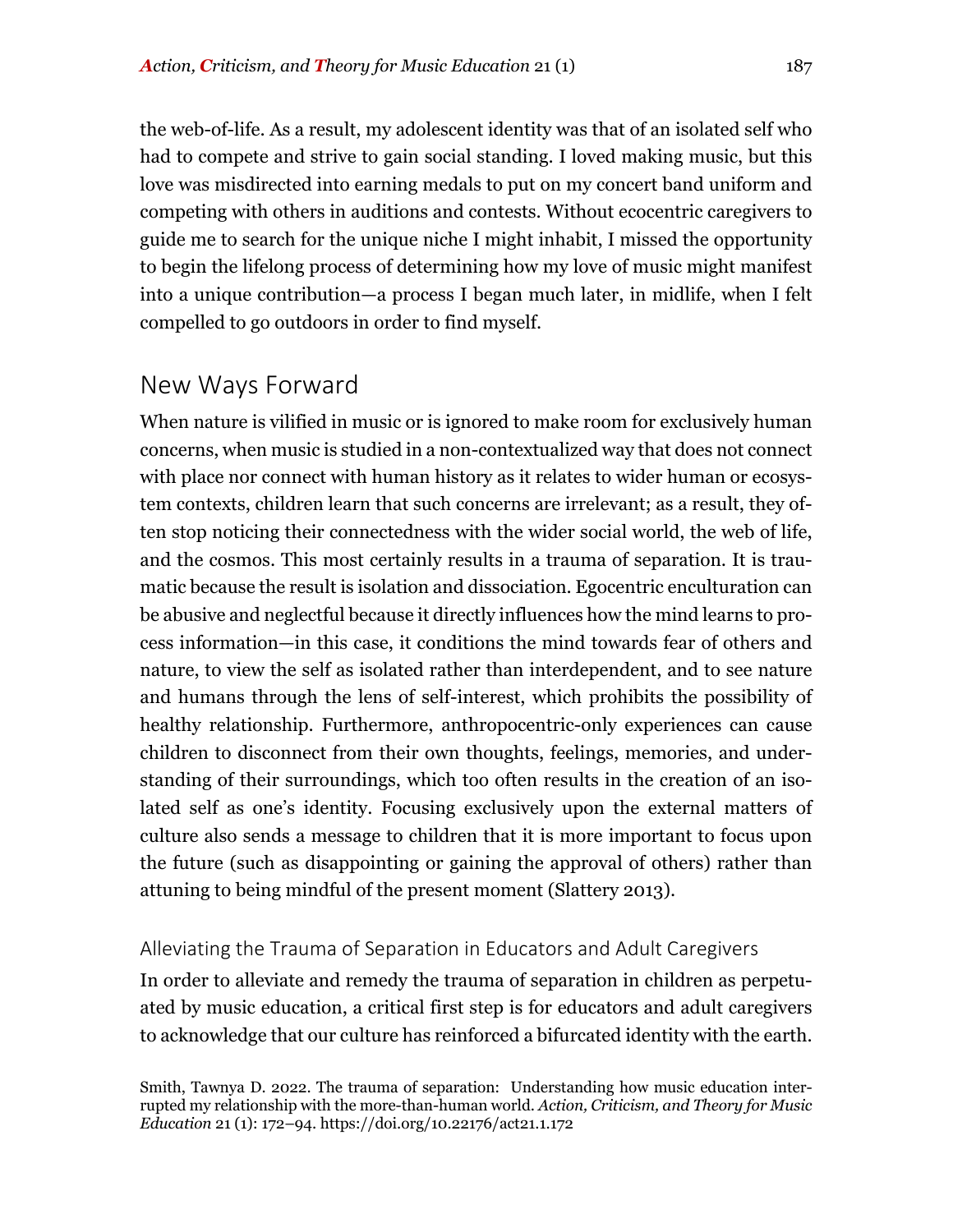the web-of-life. As a result, my adolescent identity was that of an isolated self who had to compete and strive to gain social standing. I loved making music, but this love was misdirected into earning medals to put on my concert band uniform and competing with others in auditions and contests. Without ecocentric caregivers to guide me to search for the unique niche I might inhabit, I missed the opportunity to begin the lifelong process of determining how my love of music might manifest into a unique contribution—a process I began much later, in midlife, when I felt compelled to go outdoors in order to find myself.

## New Ways Forward

When nature is vilified in music or is ignored to make room for exclusively human concerns, when music is studied in a non-contextualized way that does not connect with place nor connect with human history as it relates to wider human or ecosystem contexts, children learn that such concerns are irrelevant; as a result, they often stop noticing their connectedness with the wider social world, the web of life, and the cosmos. This most certainly results in a trauma of separation. It is traumatic because the result is isolation and dissociation. Egocentric enculturation can be abusive and neglectful because it directly influences how the mind learns to process information—in this case, it conditions the mind towards fear of others and nature, to view the self as isolated rather than interdependent, and to see nature and humans through the lens of self-interest, which prohibits the possibility of healthy relationship. Furthermore, anthropocentric-only experiences can cause children to disconnect from their own thoughts, feelings, memories, and understanding of their surroundings, which too often results in the creation of an isolated self as one's identity. Focusing exclusively upon the external matters of culture also sends a message to children that it is more important to focus upon the future (such as disappointing or gaining the approval of others) rather than attuning to being mindful of the present moment (Slattery 2013).

### Alleviating the Trauma of Separation in Educators and Adult Caregivers

In order to alleviate and remedy the trauma of separation in children as perpetuated by music education, a critical first step is for educators and adult caregivers to acknowledge that our culture has reinforced a bifurcated identity with the earth.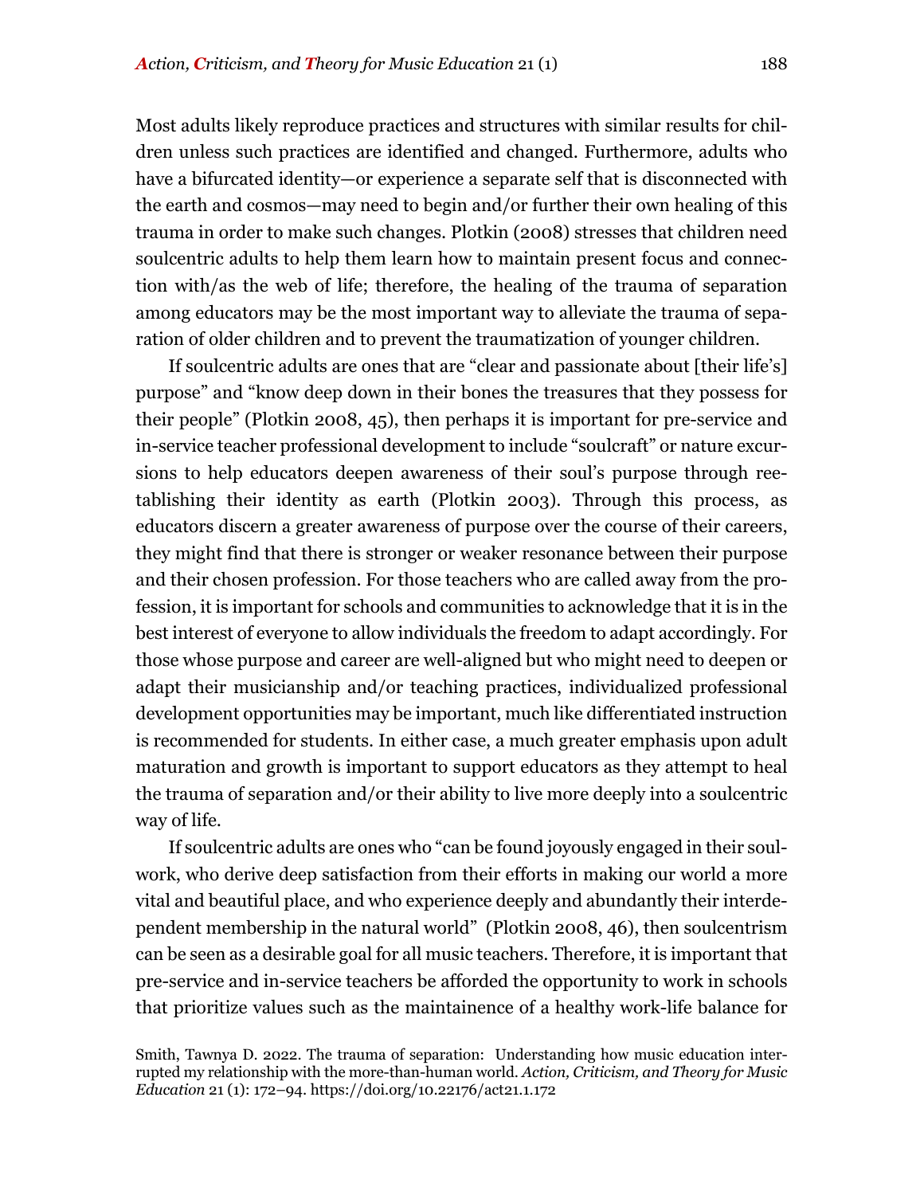Most adults likely reproduce practices and structures with similar results for children unless such practices are identified and changed. Furthermore, adults who have a bifurcated identity—or experience a separate self that is disconnected with the earth and cosmos—may need to begin and/or further their own healing of this trauma in order to make such changes. Plotkin (2008) stresses that children need soulcentric adults to help them learn how to maintain present focus and connection with/as the web of life; therefore, the healing of the trauma of separation among educators may be the most important way to alleviate the trauma of separation of older children and to prevent the traumatization of younger children.

If soulcentric adults are ones that are "clear and passionate about [their life's] purpose" and "know deep down in their bones the treasures that they possess for their people" (Plotkin 2008, 45), then perhaps it is important for pre-service and in-service teacher professional development to include "soulcraft" or nature excursions to help educators deepen awareness of their soul's purpose through reetablishing their identity as earth (Plotkin 2003). Through this process, as educators discern a greater awareness of purpose over the course of their careers, they might find that there is stronger or weaker resonance between their purpose and their chosen profession. For those teachers who are called away from the profession, it is important for schools and communities to acknowledge that it is in the best interest of everyone to allow individuals the freedom to adapt accordingly. For those whose purpose and career are well-aligned but who might need to deepen or adapt their musicianship and/or teaching practices, individualized professional development opportunities may be important, much like differentiated instruction is recommended for students. In either case, a much greater emphasis upon adult maturation and growth is important to support educators as they attempt to heal the trauma of separation and/or their ability to live more deeply into a soulcentric way of life.

If soulcentric adults are ones who "can be found joyously engaged in their soulwork, who derive deep satisfaction from their efforts in making our world a more vital and beautiful place, and who experience deeply and abundantly their interdependent membership in the natural world" (Plotkin 2008, 46), then soulcentrism can be seen as a desirable goal for all music teachers. Therefore, it is important that pre-service and in-service teachers be afforded the opportunity to work in schools that prioritize values such as the maintainence of a healthy work-life balance for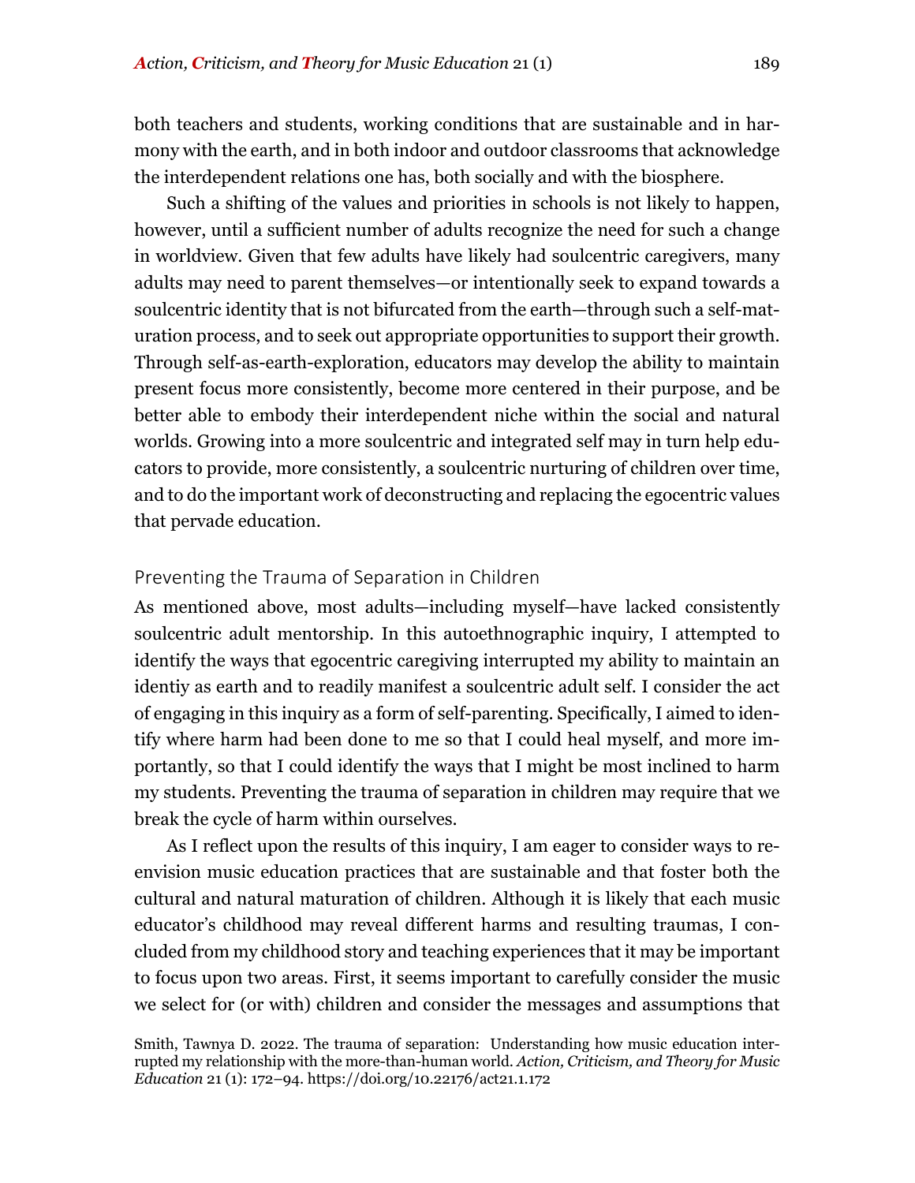both teachers and students, working conditions that are sustainable and in harmony with the earth, and in both indoor and outdoor classrooms that acknowledge the interdependent relations one has, both socially and with the biosphere.

Such a shifting of the values and priorities in schools is not likely to happen, however, until a sufficient number of adults recognize the need for such a change in worldview. Given that few adults have likely had soulcentric caregivers, many adults may need to parent themselves—or intentionally seek to expand towards a soulcentric identity that is not bifurcated from the earth—through such a self-maturation process, and to seek out appropriate opportunities to support their growth. Through self-as-earth-exploration, educators may develop the ability to maintain present focus more consistently, become more centered in their purpose, and be better able to embody their interdependent niche within the social and natural worlds. Growing into a more soulcentric and integrated self may in turn help educators to provide, more consistently, a soulcentric nurturing of children over time, and to do the important work of deconstructing and replacing the egocentric values that pervade education.

## Preventing the Trauma of Separation in Children

As mentioned above, most adults—including myself—have lacked consistently soulcentric adult mentorship. In this autoethnographic inquiry, I attempted to identify the ways that egocentric caregiving interrupted my ability to maintain an identiy as earth and to readily manifest a soulcentric adult self. I consider the act of engaging in this inquiry as a form of self-parenting. Specifically, I aimed to identify where harm had been done to me so that I could heal myself, and more importantly, so that I could identify the ways that I might be most inclined to harm my students. Preventing the trauma of separation in children may require that we break the cycle of harm within ourselves.

As I reflect upon the results of this inquiry, I am eager to consider ways to re-envision music education practices that are sustainable and that foster both the cultural and natural maturation of children. Although it is likely that each music educator's childhood may reveal different harms and resulting traumas, I concluded from my childhood story and teaching experiences that it may be important to focus upon two areas. First, it seems important to carefully consider the music we select for (or with) children and consider the messages and assumptions that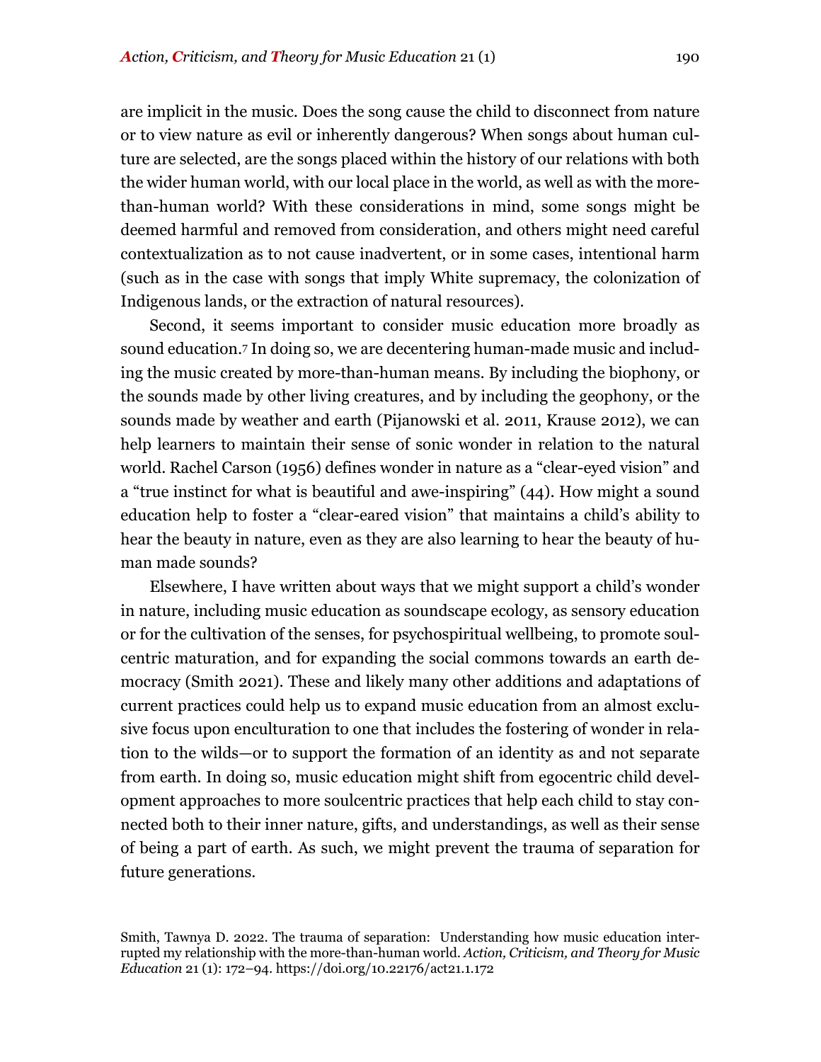are implicit in the music. Does the song cause the child to disconnect from nature or to view nature as evil or inherently dangerous? When songs about human culture are selected, are the songs placed within the history of our relations with both the wider human world, with our local place in the world, as well as with the more-than-human world? With these considerations in mind, some songs might be deemed harmful and removed from consideration, and others might need careful contextualization as to not cause inadvertent, or in some cases, intentional harm (such as in the case with songs that imply White supremacy, the colonization of Indigenous lands, or the extraction of natural resources).

Second, it seems important to consider music education more broadly as sound education.[7] In doing so, we are decentering human-made music and including the music created by more-than-human means. By including the biophony, or the sounds made by other living creatures, and by including the geophony, or the sounds made by weather and earth (Pijanowski et al. 2011, Krause 2012), we can help learners to maintain their sense of sonic wonder in relation to the natural world. Rachel Carson (1956) defines wonder in nature as a "clear-eyed vision" and a "true instinct for what is beautiful and awe-inspiring" (44). How might a sound education help to foster a "clear-eared vision" that maintains a child's ability to hear the beauty in nature, even as they are also learning to hear the beauty of human made sounds?

Elsewhere, I have written about ways that we might support a child's wonder in nature, including music education as soundscape ecology, as sensory education or for the cultivation of the senses, for psychospiritual wellbeing, to promote soulcentric maturation, and for expanding the social commons towards an earth democracy (Smith 2021). These and likely many other additions and adaptations of current practices could help us to expand music education from an almost exclusive focus upon enculturation to one that includes the fostering of wonder in relation to the wilds—or to support the formation of an identity as and not separate from earth. In doing so, music education might shift from egocentric child development approaches to more soulcentric practices that help each child to stay connected both to their inner nature, gifts, and understandings, as well as their sense of being a part of earth. As such, we might prevent the trauma of separation for future generations.

Smith, Tawnya D. 2022. The trauma of separation: Understanding how music education interrupted my relationship with the more-than-human world. *Action, Criticism, and Theory for Music Education* 21 (1): 172–94. https://doi.org/10.22176/act21.1.172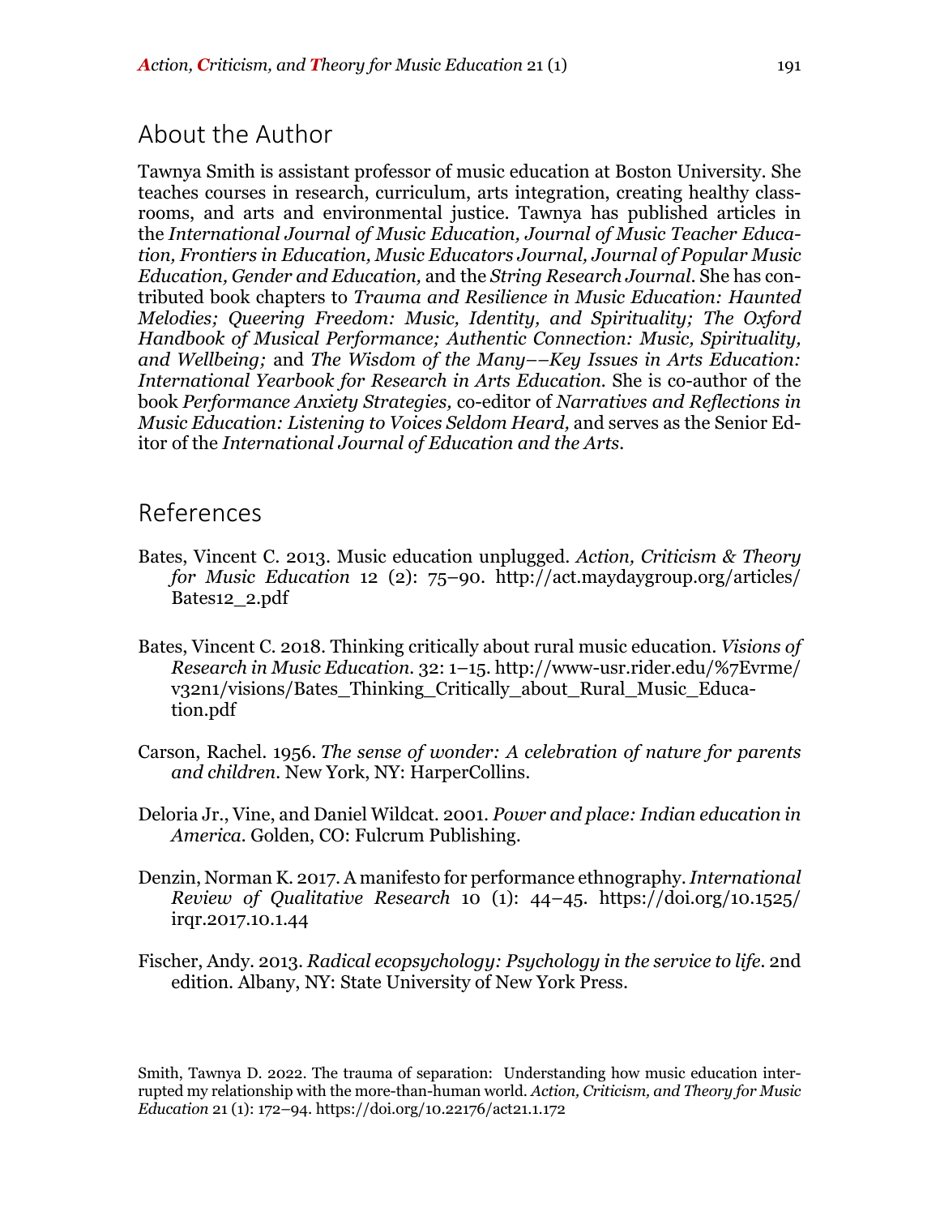## About the Author

Tawnya Smith is assistant professor of music education at Boston University. She teaches courses in research, curriculum, arts integration, creating healthy classrooms, and arts and environmental justice. Tawnya has published articles in the *International Journal of Music Education, Journal of Music Teacher Education, Frontiers in Education, Music Educators Journal, Journal of Popular Music Education, Gender and Education,* and the *String Research Journal*. She has contributed book chapters to *Trauma and Resilience in Music Education: Haunted Melodies; Queering Freedom: Music, Identity, and Spirituality; The Oxford Handbook of Musical Performance; Authentic Connection: Music, Spirituality, and Wellbeing;* and *The Wisdom of the Many––Key Issues in Arts Education: International Yearbook for Research in Arts Education.* She is co-author of the book *Performance Anxiety Strategies,* co-editor of *Narratives and Reflections in Music Education: Listening to Voices Seldom Heard,* and serves as the Senior Editor of the *International Journal of Education and the Arts*.

## References

Bates, Vincent C. 2013. Music education unplugged. *Action, Criticism & Theory for Music Education* 12 (2): 75–90. http://act.maydaygroup.org/articles/Bates12_2.pdf

Bates, Vincent C. 2018. Thinking critically about rural music education. *Visions of Research in Music Education.* 32: 1–15. http://www-usr.rider.edu/%7Evrme/v32n1/visions/Bates_Thinking_Critically_about_Rural_Music_Education.pdf

Carson, Rachel. 1956. *The sense of wonder: A celebration of nature for parents and children.* New York, NY: HarperCollins.

Deloria Jr., Vine, and Daniel Wildcat. 2001. *Power and place: Indian education in America.* Golden, CO: Fulcrum Publishing.

Denzin, Norman K. 2017. A manifesto for performance ethnography. *International Review of Qualitative Research* 10 (1): 44–45. https://doi.org/10.1525/irqr.2017.10.1.44

Fischer, Andy. 2013. *Radical ecopsychology: Psychology in the service to life.* 2nd edition. Albany, NY: State University of New York Press.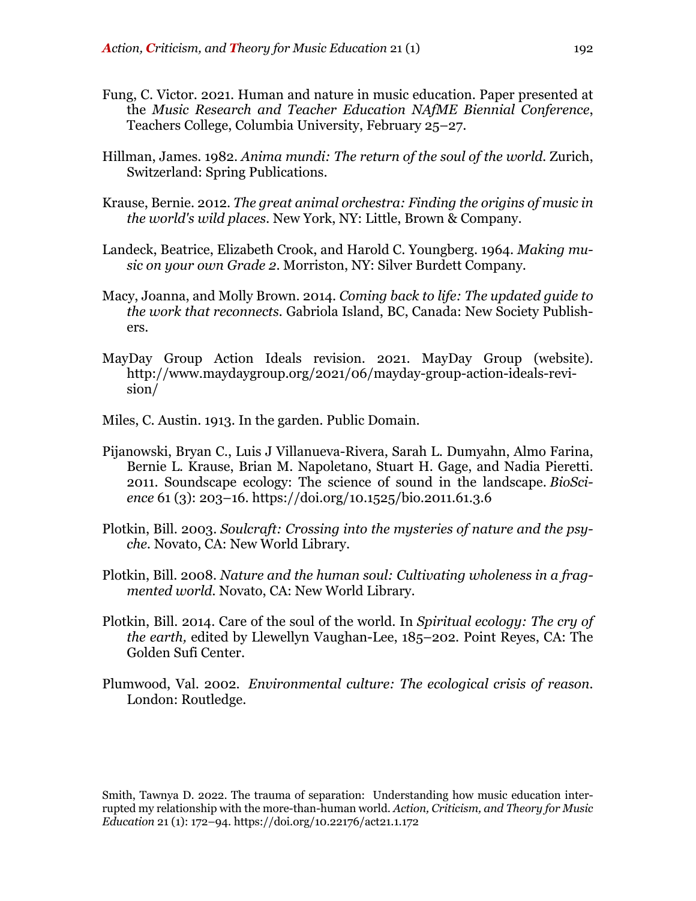Fung, C. Victor. 2021. Human and nature in music education. Paper presented at the *Music Research and Teacher Education NAfME Biennial Conference*, Teachers College, Columbia University, February 25–27.

Hillman, James. 1982. *Anima mundi: The return of the soul of the world.* Zurich, Switzerland: Spring Publications.

Krause, Bernie. 2012. *The great animal orchestra: Finding the origins of music in the world's wild places*. New York, NY: Little, Brown & Company.

Landeck, Beatrice, Elizabeth Crook, and Harold C. Youngberg. 1964. *Making music on your own Grade 2*. Morriston, NY: Silver Burdett Company.

Macy, Joanna, and Molly Brown. 2014. *Coming back to life: The updated guide to the work that reconnects.* Gabriola Island, BC, Canada: New Society Publishers.

MayDay Group Action Ideals revision. 2021. MayDay Group (website). http://www.maydaygroup.org/2021/06/mayday-group-action-ideals-revision/

Miles, C. Austin. 1913. In the garden. Public Domain.

Pijanowski, Bryan C., Luis J Villanueva-Rivera, Sarah L. Dumyahn, Almo Farina, Bernie L. Krause, Brian M. Napoletano, Stuart H. Gage, and Nadia Pieretti. 2011. Soundscape ecology: The science of sound in the landscape. *BioScience* 61 (3): 203–16. https://doi.org/10.1525/bio.2011.61.3.6

Plotkin, Bill. 2003. *Soulcraft: Crossing into the mysteries of nature and the psyche.* Novato, CA: New World Library.

Plotkin, Bill. 2008. *Nature and the human soul: Cultivating wholeness in a fragmented world.* Novato, CA: New World Library.

Plotkin, Bill. 2014. Care of the soul of the world. In *Spiritual ecology: The cry of the earth,* edited by Llewellyn Vaughan-Lee, 185–202. Point Reyes, CA: The Golden Sufi Center.

Plumwood, Val. 2002. *Environmental culture: The ecological crisis of reason.* London: Routledge.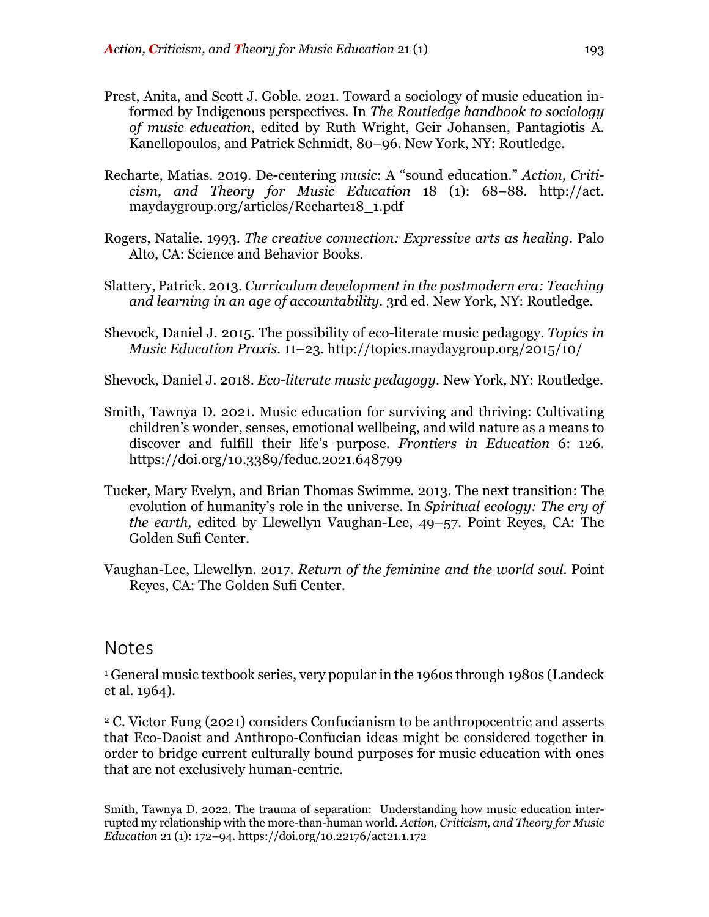Prest, Anita, and Scott J. Goble. 2021. Toward a sociology of music education informed by Indigenous perspectives. In *The Routledge handbook to sociology of music education,* edited by Ruth Wright, Geir Johansen, Pantagiotis A. Kanellopoulos, and Patrick Schmidt, 80–96. New York, NY: Routledge.

Recharte, Matias. 2019. De-centering *music*: A "sound education." *Action, Criticism, and Theory for Music Education* 18 (1): 68–88. http://act.maydaygroup.org/articles/Recharte18_1.pdf

Rogers, Natalie. 1993. *The creative connection: Expressive arts as healing*. Palo Alto, CA: Science and Behavior Books.

Slattery, Patrick. 2013. *Curriculum development in the postmodern era: Teaching and learning in an age of accountability*. 3rd ed. New York, NY: Routledge.

Shevock, Daniel J. 2015. The possibility of eco-literate music pedagogy. *Topics in Music Education Praxis*. 11–23. http://topics.maydaygroup.org/2015/10/

Shevock, Daniel J. 2018. *Eco-literate music pedagogy*. New York, NY: Routledge.

Smith, Tawnya D. 2021. Music education for surviving and thriving: Cultivating children's wonder, senses, emotional wellbeing, and wild nature as a means to discover and fulfill their life's purpose. *Frontiers in Education* 6: 126. https://doi.org/10.3389/feduc.2021.648799

Tucker, Mary Evelyn, and Brian Thomas Swimme. 2013. The next transition: The evolution of humanity's role in the universe. In *Spiritual ecology: The cry of the earth,* edited by Llewellyn Vaughan-Lee, 49–57. Point Reyes, CA: The Golden Sufi Center.

Vaughan-Lee, Llewellyn. 2017. *Return of the feminine and the world soul.* Point Reyes, CA: The Golden Sufi Center.

## Notes

[1] General music textbook series, very popular in the 1960s through 1980s (Landeck et al. 1964).

[2] C. Victor Fung (2021) considers Confucianism to be anthropocentric and asserts that Eco-Daoist and Anthropo-Confucian ideas might be considered together in order to bridge current culturally bound purposes for music education with ones that are not exclusively human-centric.

Smith, Tawnya D. 2022. The trauma of separation: Understanding how music education interrupted my relationship with the more-than-human world. *Action, Criticism, and Theory for Music Education* 21 (1): 172–94. https://doi.org/10.22176/act21.1.172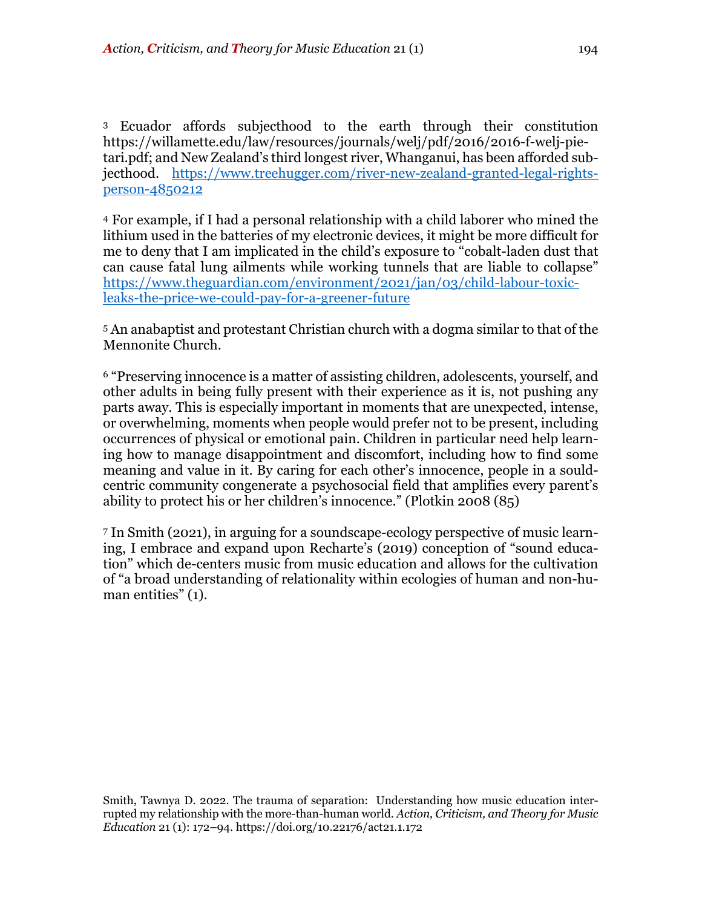[3] Ecuador affords subjecthood to the earth through their constitution https://willamette.edu/law/resources/journals/welj/pdf/2016/2016-f-welj-pietari.pdf; and New Zealand's third longest river, Whanganui, has been afforded subjecthood. https://www.treehugger.com/river-new-zealand-granted-legal-rights-person-4850212

[4] For example, if I had a personal relationship with a child laborer who mined the lithium used in the batteries of my electronic devices, it might be more difficult for me to deny that I am implicated in the child's exposure to "cobalt-laden dust that can cause fatal lung ailments while working tunnels that are liable to collapse" https://www.theguardian.com/environment/2021/jan/03/child-labour-toxic-leaks-the-price-we-could-pay-for-a-greener-future

[5] An anabaptist and protestant Christian church with a dogma similar to that of the Mennonite Church.

[6] "Preserving innocence is a matter of assisting children, adolescents, yourself, and other adults in being fully present with their experience as it is, not pushing any parts away. This is especially important in moments that are unexpected, intense, or overwhelming, moments when people would prefer not to be present, including occurrences of physical or emotional pain. Children in particular need help learning how to manage disappointment and discomfort, including how to find some meaning and value in it. By caring for each other's innocence, people in a souldcentric community congenerate a psychosocial field that amplifies every parent's ability to protect his or her children's innocence." (Plotkin 2008 (85)

[7] In Smith (2021), in arguing for a soundscape-ecology perspective of music learning, I embrace and expand upon Recharte's (2019) conception of "sound education" which de-centers music from music education and allows for the cultivation of "a broad understanding of relationality within ecologies of human and non-human entities" (1).